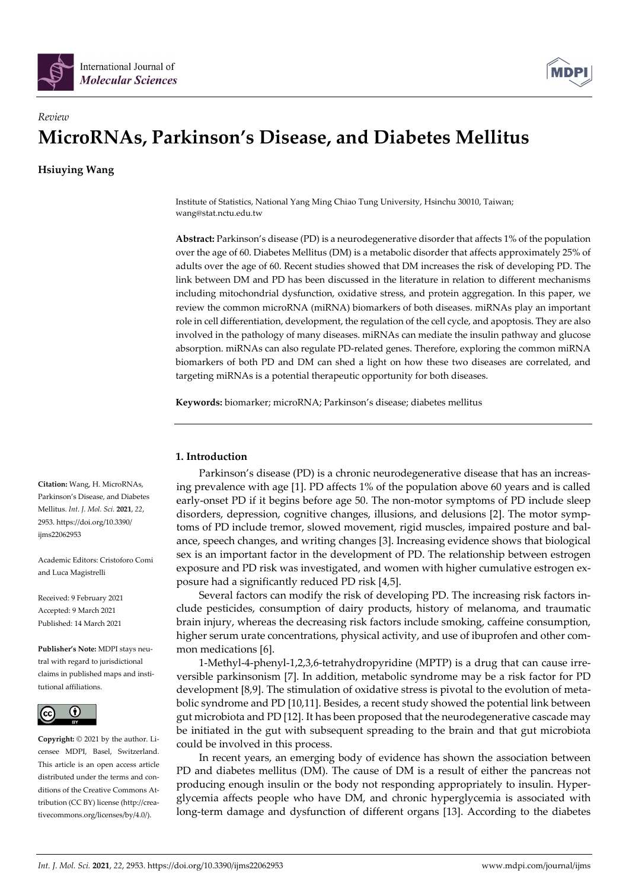*Review*

# MicroRNAs, Parkinson's Disease, and Diabetes Mellitus

**Hsiuying Wang**

Institute of Statistics, National Yang Ming Chiao Tung University, Hsinchu 30010, Taiwan; wang@stat.nctu.edu.tw

**Abstract:** Parkinson's disease (PD) is a neurodegenerative disorder that affects 1% of the population over the age of 60. Diabetes Mellitus (DM) is a metabolic disorder that affects approximately 25% of adults over the age of 60. Recent studies showed that DM increases the risk of developing PD. The link between DM and PD has been discussed in the literature in relation to different mechanisms including mitochondrial dysfunction, oxidative stress, and protein aggregation. In this paper, we review the common microRNA (miRNA) biomarkers of both diseases. miRNAs play an important role in cell differentiation, development, the regulation of the cell cycle, and apoptosis. They are also involved in the pathology of many diseases. miRNAs can mediate the insulin pathway and glucose absorption. miRNAs can also regulate PD-related genes. Therefore, exploring the common miRNA biomarkers of both PD and DM can shed a light on how these two diseases are correlated, and targeting miRNAs is a potential therapeutic opportunity for both diseases.

**Keywords:** biomarker; microRNA; Parkinson's disease; diabetes mellitus

**Citation:** Wang, H. MicroRNAs, Parkinson's Disease, and Diabetes Mellitus. *Int. J. Mol. Sci.* **2021**, *22*, 2953. https://doi.org/10.3390/ijms22062953

Academic Editors: Cristoforo Comi and Luca Magistrelli

Received: 9 February 2021
Accepted: 9 March 2021
Published: 14 March 2021

**Publisher's Note:** MDPI stays neutral with regard to jurisdictional claims in published maps and institutional affiliations.

**Copyright:** © 2021 by the author. Licensee MDPI, Basel, Switzerland. This article is an open access article distributed under the terms and conditions of the Creative Commons Attribution (CC BY) license (http://creativecommons.org/licenses/by/4.0/).

## 1. Introduction

Parkinson's disease (PD) is a chronic neurodegenerative disease that has an increasing prevalence with age [1]. PD affects 1% of the population above 60 years and is called early-onset PD if it begins before age 50. The non-motor symptoms of PD include sleep disorders, depression, cognitive changes, illusions, and delusions [2]. The motor symptoms of PD include tremor, slowed movement, rigid muscles, impaired posture and balance, speech changes, and writing changes [3]. Increasing evidence shows that biological sex is an important factor in the development of PD. The relationship between estrogen exposure and PD risk was investigated, and women with higher cumulative estrogen exposure had a significantly reduced PD risk [4,5].

Several factors can modify the risk of developing PD. The increasing risk factors include pesticides, consumption of dairy products, history of melanoma, and traumatic brain injury, whereas the decreasing risk factors include smoking, caffeine consumption, higher serum urate concentrations, physical activity, and use of ibuprofen and other common medications [6].

1-Methyl-4-phenyl-1,2,3,6-tetrahydropyridine (MPTP) is a drug that can cause irreversible parkinsonism [7]. In addition, metabolic syndrome may be a risk factor for PD development [8,9]. The stimulation of oxidative stress is pivotal to the evolution of metabolic syndrome and PD [10,11]. Besides, a recent study showed the potential link between gut microbiota and PD [12]. It has been proposed that the neurodegenerative cascade may be initiated in the gut with subsequent spreading to the brain and that gut microbiota could be involved in this process.

In recent years, an emerging body of evidence has shown the association between PD and diabetes mellitus (DM). The cause of DM is a result of either the pancreas not producing enough insulin or the body not responding appropriately to insulin. Hyperglycemia affects people who have DM, and chronic hyperglycemia is associated with long-term damage and dysfunction of different organs [13]. According to the diabetes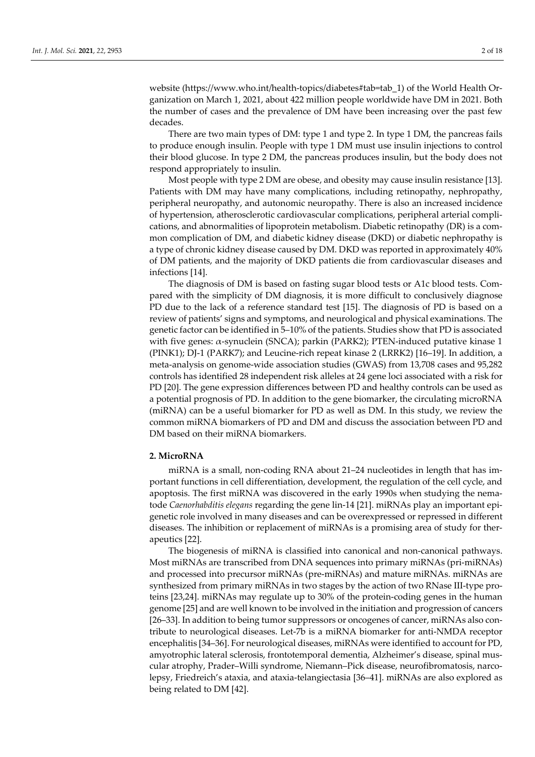website (https://www.who.int/health-topics/diabetes#tab=tab_1) of the World Health Organization on March 1, 2021, about 422 million people worldwide have DM in 2021. Both the number of cases and the prevalence of DM have been increasing over the past few decades.

There are two main types of DM: type 1 and type 2. In type 1 DM, the pancreas fails to produce enough insulin. People with type 1 DM must use insulin injections to control their blood glucose. In type 2 DM, the pancreas produces insulin, but the body does not respond appropriately to insulin.

Most people with type 2 DM are obese, and obesity may cause insulin resistance [13]. Patients with DM may have many complications, including retinopathy, nephropathy, peripheral neuropathy, and autonomic neuropathy. There is also an increased incidence of hypertension, atherosclerotic cardiovascular complications, peripheral arterial complications, and abnormalities of lipoprotein metabolism. Diabetic retinopathy (DR) is a common complication of DM, and diabetic kidney disease (DKD) or diabetic nephropathy is a type of chronic kidney disease caused by DM. DKD was reported in approximately 40% of DM patients, and the majority of DKD patients die from cardiovascular diseases and infections [14].

The diagnosis of DM is based on fasting sugar blood tests or A1c blood tests. Compared with the simplicity of DM diagnosis, it is more difficult to conclusively diagnose PD due to the lack of a reference standard test [15]. The diagnosis of PD is based on a review of patients' signs and symptoms, and neurological and physical examinations. The genetic factor can be identified in 5–10% of the patients. Studies show that PD is associated with five genes: $\alpha$-synuclein (SNCA); parkin (PARK2); PTEN-induced putative kinase 1 (PINK1); DJ-1 (PARK7); and Leucine-rich repeat kinase 2 (LRRK2) [16–19]. In addition, a meta-analysis on genome-wide association studies (GWAS) from 13,708 cases and 95,282 controls has identified 28 independent risk alleles at 24 gene loci associated with a risk for PD [20]. The gene expression differences between PD and healthy controls can be used as a potential prognosis of PD. In addition to the gene biomarker, the circulating microRNA (miRNA) can be a useful biomarker for PD as well as DM. In this study, we review the common miRNA biomarkers of PD and DM and discuss the association between PD and DM based on their miRNA biomarkers.

## 2. MicroRNA

miRNA is a small, non-coding RNA about 21–24 nucleotides in length that has important functions in cell differentiation, development, the regulation of the cell cycle, and apoptosis. The first miRNA was discovered in the early 1990s when studying the nematode *Caenorhabditis elegans* regarding the gene lin-14 [21]. miRNAs play an important epigenetic role involved in many diseases and can be overexpressed or repressed in different diseases. The inhibition or replacement of miRNAs is a promising area of study for therapeutics [22].

The biogenesis of miRNA is classified into canonical and non-canonical pathways. Most miRNAs are transcribed from DNA sequences into primary miRNAs (pri-miRNAs) and processed into precursor miRNAs (pre-miRNAs) and mature miRNAs. miRNAs are synthesized from primary miRNAs in two stages by the action of two RNase III-type proteins [23,24]. miRNAs may regulate up to 30% of the protein-coding genes in the human genome [25] and are well known to be involved in the initiation and progression of cancers [26–33]. In addition to being tumor suppressors or oncogenes of cancer, miRNAs also contribute to neurological diseases. Let-7b is a miRNA biomarker for anti-NMDA receptor encephalitis [34–36]. For neurological diseases, miRNAs were identified to account for PD, amyotrophic lateral sclerosis, frontotemporal dementia, Alzheimer's disease, spinal muscular atrophy, Prader–Willi syndrome, Niemann–Pick disease, neurofibromatosis, narcolepsy, Friedreich's ataxia, and ataxia-telangiectasia [36–41]. miRNAs are also explored as being related to DM [42].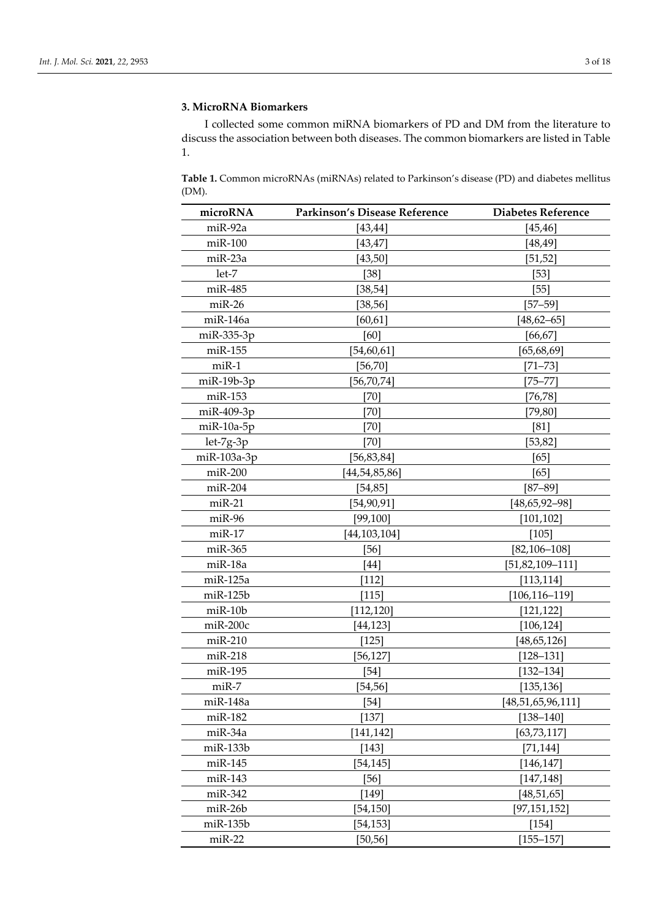## 3. MicroRNA Biomarkers

I collected some common miRNA biomarkers of PD and DM from the literature to discuss the association between both diseases. The common biomarkers are listed in Table 1.

**Table 1.** Common microRNAs (miRNAs) related to Parkinson's disease (PD) and diabetes mellitus (DM).

| microRNA | Parkinson's Disease Reference | Diabetes Reference |
|---|---|---|
| miR-92a | [43,44] | [45,46] |
| miR-100 | [43,47] | [48,49] |
| miR-23a | [43,50] | [51,52] |
| let-7 | [38] | [53] |
| miR-485 | [38,54] | [55] |
| miR-26 | [38,56] | [57–59] |
| miR-146a | [60,61] | [48,62–65] |
| miR-335-3p | [60] | [66,67] |
| miR-155 | [54,60,61] | [65,68,69] |
| miR-1 | [56,70] | [71–73] |
| miR-19b-3p | [56,70,74] | [75–77] |
| miR-153 | [70] | [76,78] |
| miR-409-3p | [70] | [79,80] |
| miR-10a-5p | [70] | [81] |
| let-7g-3p | [70] | [53,82] |
| miR-103a-3p | [56,83,84] | [65] |
| miR-200 | [44,54,85,86] | [65] |
| miR-204 | [54,85] | [87–89] |
| miR-21 | [54,90,91] | [48,65,92–98] |
| miR-96 | [99,100] | [101,102] |
| miR-17 | [44,103,104] | [105] |
| miR-365 | [56] | [82,106–108] |
| miR-18a | [44] | [51,82,109–111] |
| miR-125a | [112] | [113,114] |
| miR-125b | [115] | [106,116–119] |
| miR-10b | [112,120] | [121,122] |
| miR-200c | [44,123] | [106,124] |
| miR-210 | [125] | [48,65,126] |
| miR-218 | [56,127] | [128–131] |
| miR-195 | [54] | [132–134] |
| miR-7 | [54,56] | [135,136] |
| miR-148a | [54] | [48,51,65,96,111] |
| miR-182 | [137] | [138–140] |
| miR-34a | [141,142] | [63,73,117] |
| miR-133b | [143] | [71,144] |
| miR-145 | [54,145] | [146,147] |
| miR-143 | [56] | [147,148] |
| miR-342 | [149] | [48,51,65] |
| miR-26b | [54,150] | [97,151,152] |
| miR-135b | [54,153] | [154] |
| miR-22 | [50,56] | [155–157] |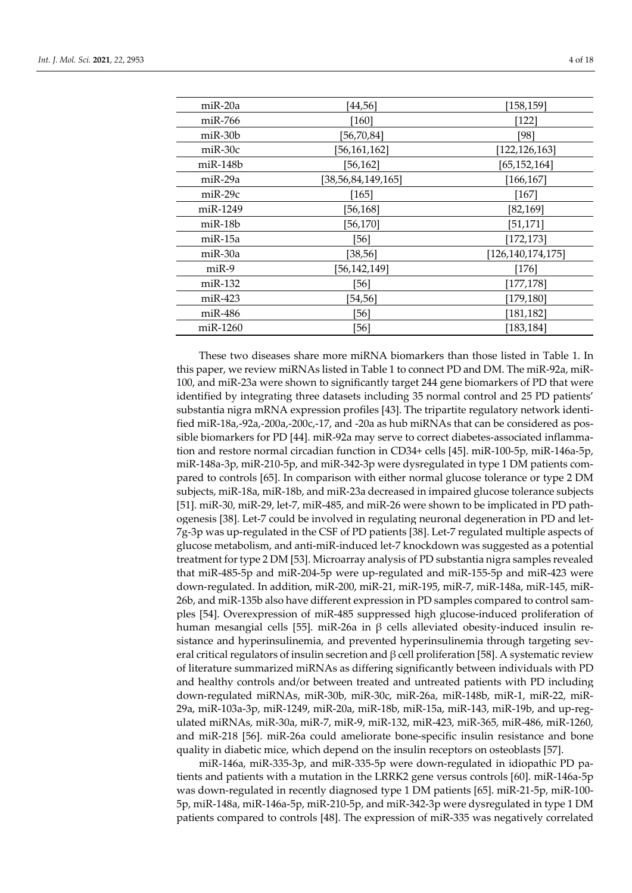| miR-20a | [44,56] | [158,159] |
|---|---|---|
| miR-766 | [160] | [122] |
| miR-30b | [56,70,84] | [98] |
| miR-30c | [56,161,162] | [122,126,163] |
| miR-148b | [56,162] | [65,152,164] |
| miR-29a | [38,56,84,149,165] | [166,167] |
| miR-29c | [165] | [167] |
| miR-1249 | [56,168] | [82,169] |
| miR-18b | [56,170] | [51,171] |
| miR-15a | [56] | [172,173] |
| miR-30a | [38,56] | [126,140,174,175] |
| miR-9 | [56,142,149] | [176] |
| miR-132 | [56] | [177,178] |
| miR-423 | [54,56] | [179,180] |
| miR-486 | [56] | [181,182] |
| miR-1260 | [56] | [183,184] |

These two diseases share more miRNA biomarkers than those listed in Table 1. In this paper, we review miRNAs listed in Table 1 to connect PD and DM. The miR-92a, miR-100, and miR-23a were shown to significantly target 244 gene biomarkers of PD that were identified by integrating three datasets including 35 normal control and 25 PD patients' substantia nigra mRNA expression profiles [43]. The tripartite regulatory network identified miR-18a,-92a,-200a,-200c,-17, and -20a as hub miRNAs that can be considered as possible biomarkers for PD [44]. miR-92a may serve to correct diabetes-associated inflammation and restore normal circadian function in CD34+ cells [45]. miR-100-5p, miR-146a-5p, miR-148a-3p, miR-210-5p, and miR-342-3p were dysregulated in type 1 DM patients compared to controls [65]. In comparison with either normal glucose tolerance or type 2 DM subjects, miR-18a, miR-18b, and miR-23a decreased in impaired glucose tolerance subjects [51]. miR-30, miR-29, let-7, miR-485, and miR-26 were shown to be implicated in PD pathogenesis [38]. Let-7 could be involved in regulating neuronal degeneration in PD and let-7g-3p was up-regulated in the CSF of PD patients [38]. Let-7 regulated multiple aspects of glucose metabolism, and anti-miR-induced let-7 knockdown was suggested as a potential treatment for type 2 DM [53]. Microarray analysis of PD substantia nigra samples revealed that miR-485-5p and miR-204-5p were up-regulated and miR-155-5p and miR-423 were down-regulated. In addition, miR-200, miR-21, miR-195, miR-7, miR-148a, miR-145, miR-26b, and miR-135b also have different expression in PD samples compared to control samples [54]. Overexpression of miR-485 suppressed high glucose-induced proliferation of human mesangial cells [55]. miR-26a in β cells alleviated obesity-induced insulin resistance and hyperinsulinemia, and prevented hyperinsulinemia through targeting several critical regulators of insulin secretion and β cell proliferation [58]. A systematic review of literature summarized miRNAs as differing significantly between individuals with PD and healthy controls and/or between treated and untreated patients with PD including down-regulated miRNAs, miR-30b, miR-30c, miR-26a, miR-148b, miR-1, miR-22, miR-29a, miR-103a-3p, miR-1249, miR-20a, miR-18b, miR-15a, miR-143, miR-19b, and up-regulated miRNAs, miR-30a, miR-7, miR-9, miR-132, miR-423, miR-365, miR-486, miR-1260, and miR-218 [56]. miR-26a could ameliorate bone-specific insulin resistance and bone quality in diabetic mice, which depend on the insulin receptors on osteoblasts [57].

miR-146a, miR-335-3p, and miR-335-5p were down-regulated in idiopathic PD patients and patients with a mutation in the LRRK2 gene versus controls [60]. miR-146a-5p was down-regulated in recently diagnosed type 1 DM patients [65]. miR-21-5p, miR-100-5p, miR-148a, miR-146a-5p, miR-210-5p, and miR-342-3p were dysregulated in type 1 DM patients compared to controls [48]. The expression of miR-335 was negatively correlated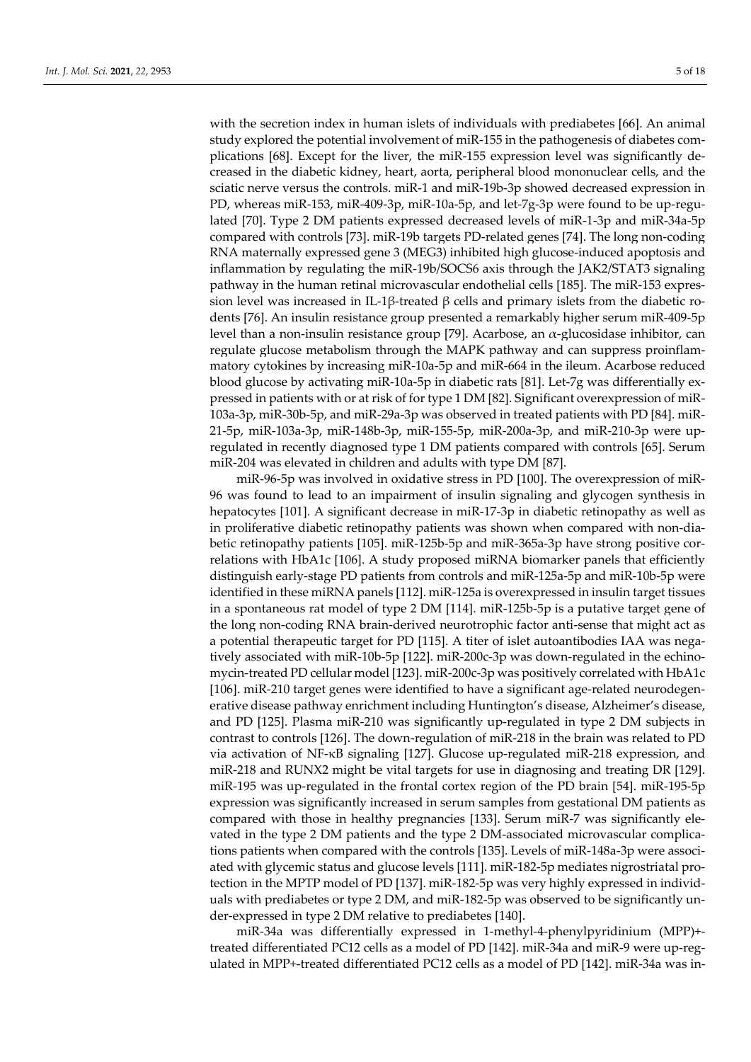with the secretion index in human islets of individuals with prediabetes [66]. An animal study explored the potential involvement of miR-155 in the pathogenesis of diabetes complications [68]. Except for the liver, the miR-155 expression level was significantly decreased in the diabetic kidney, heart, aorta, peripheral blood mononuclear cells, and the sciatic nerve versus the controls. miR-1 and miR-19b-3p showed decreased expression in PD, whereas miR-153, miR-409-3p, miR-10a-5p, and let-7g-3p were found to be up-regulated [70]. Type 2 DM patients expressed decreased levels of miR-1-3p and miR-34a-5p compared with controls [73]. miR-19b targets PD-related genes [74]. The long non-coding RNA maternally expressed gene 3 (MEG3) inhibited high glucose-induced apoptosis and inflammation by regulating the miR-19b/SOCS6 axis through the JAK2/STAT3 signaling pathway in the human retinal microvascular endothelial cells [185]. The miR-153 expression level was increased in IL-1β-treated β cells and primary islets from the diabetic rodents [76]. An insulin resistance group presented a remarkably higher serum miR-409-5p level than a non-insulin resistance group [79]. Acarbose, an α-glucosidase inhibitor, can regulate glucose metabolism through the MAPK pathway and can suppress proinflammatory cytokines by increasing miR-10a-5p and miR-664 in the ileum. Acarbose reduced blood glucose by activating miR-10a-5p in diabetic rats [81]. Let-7g was differentially expressed in patients with or at risk of for type 1 DM [82]. Significant overexpression of miR-103a-3p, miR-30b-5p, and miR-29a-3p was observed in treated patients with PD [84]. miR-21-5p, miR-103a-3p, miR-148b-3p, miR-155-5p, miR-200a-3p, and miR-210-3p were up-regulated in recently diagnosed type 1 DM patients compared with controls [65]. Serum miR-204 was elevated in children and adults with type DM [87].

miR-96-5p was involved in oxidative stress in PD [100]. The overexpression of miR-96 was found to lead to an impairment of insulin signaling and glycogen synthesis in hepatocytes [101]. A significant decrease in miR-17-3p in diabetic retinopathy as well as in proliferative diabetic retinopathy patients was shown when compared with non-diabetic retinopathy patients [105]. miR-125b-5p and miR-365a-3p have strong positive correlations with HbA1c [106]. A study proposed miRNA biomarker panels that efficiently distinguish early-stage PD patients from controls and miR-125a-5p and miR-10b-5p were identified in these miRNA panels [112]. miR-125a is overexpressed in insulin target tissues in a spontaneous rat model of type 2 DM [114]. miR-125b-5p is a putative target gene of the long non-coding RNA brain-derived neurotrophic factor anti-sense that might act as a potential therapeutic target for PD [115]. A titer of islet autoantibodies IAA was negatively associated with miR-10b-5p [122]. miR-200c-3p was down-regulated in the echinomycin-treated PD cellular model [123]. miR-200c-3p was positively correlated with HbA1c [106]. miR-210 target genes were identified to have a significant age-related neurodegenerative disease pathway enrichment including Huntington's disease, Alzheimer's disease, and PD [125]. Plasma miR-210 was significantly up-regulated in type 2 DM subjects in contrast to controls [126]. The down-regulation of miR-218 in the brain was related to PD via activation of NF-κB signaling [127]. Glucose up-regulated miR-218 expression, and miR-218 and RUNX2 might be vital targets for use in diagnosing and treating DR [129]. miR-195 was up-regulated in the frontal cortex region of the PD brain [54]. miR-195-5p expression was significantly increased in serum samples from gestational DM patients as compared with those in healthy pregnancies [133]. Serum miR-7 was significantly elevated in the type 2 DM patients and the type 2 DM-associated microvascular complications patients when compared with the controls [135]. Levels of miR-148a-3p were associated with glycemic status and glucose levels [111]. miR-182-5p mediates nigrostriatal protection in the MPTP model of PD [137]. miR-182-5p was very highly expressed in individuals with prediabetes or type 2 DM, and miR-182-5p was observed to be significantly under-expressed in type 2 DM relative to prediabetes [140].

miR-34a was differentially expressed in 1-methyl-4-phenylpyridinium (MPP)+-treated differentiated PC12 cells as a model of PD [142]. miR-34a and miR-9 were up-regulated in MPP+-treated differentiated PC12 cells as a model of PD [142]. miR-34a was in-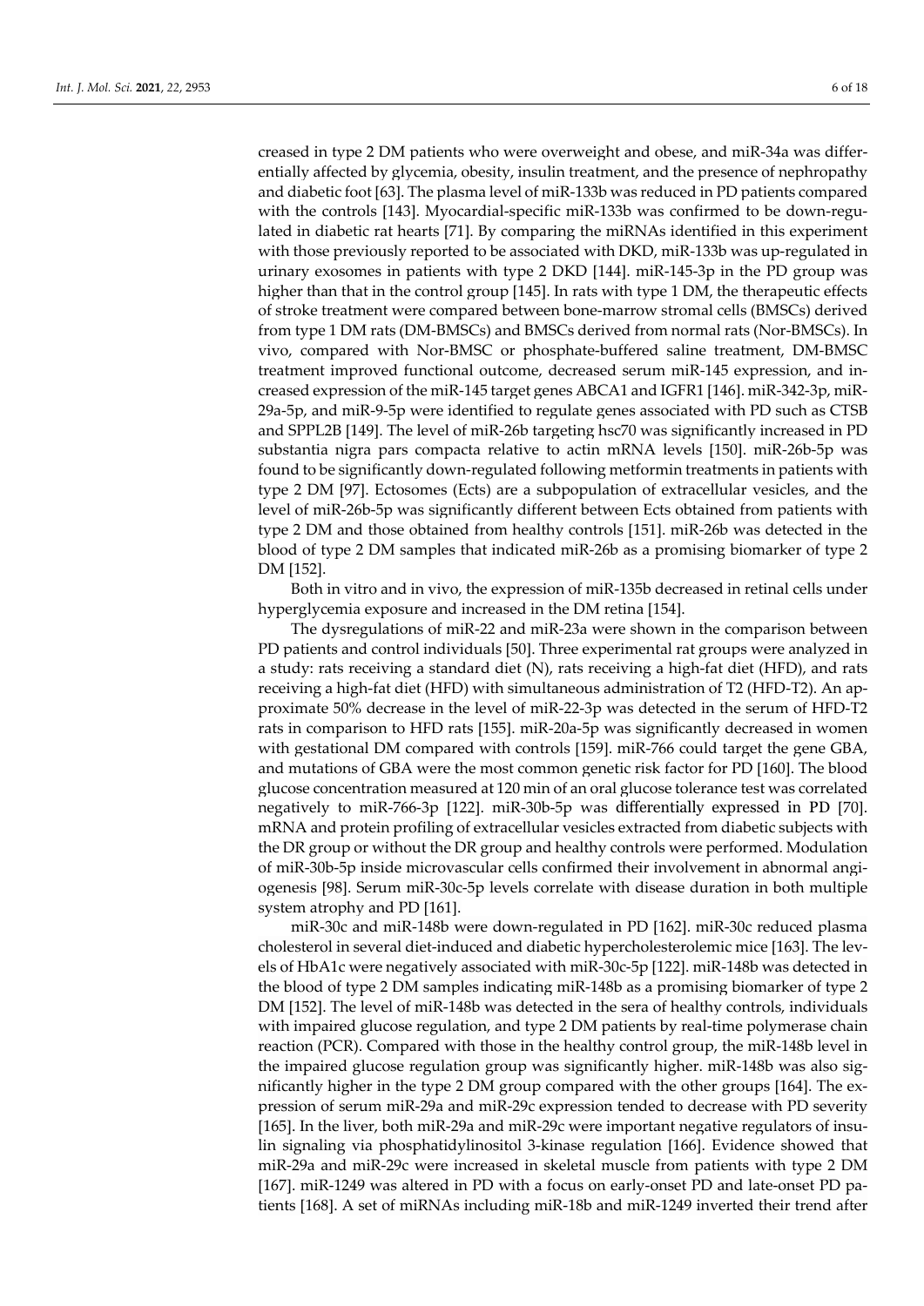creased in type 2 DM patients who were overweight and obese, and miR-34a was differentially affected by glycemia, obesity, insulin treatment, and the presence of nephropathy and diabetic foot [63]. The plasma level of miR-133b was reduced in PD patients compared with the controls [143]. Myocardial-specific miR-133b was confirmed to be down-regulated in diabetic rat hearts [71]. By comparing the miRNAs identified in this experiment with those previously reported to be associated with DKD, miR-133b was up-regulated in urinary exosomes in patients with type 2 DKD [144]. miR-145-3p in the PD group was higher than that in the control group [145]. In rats with type 1 DM, the therapeutic effects of stroke treatment were compared between bone-marrow stromal cells (BMSCs) derived from type 1 DM rats (DM-BMSCs) and BMSCs derived from normal rats (Nor-BMSCs). In vivo, compared with Nor-BMSC or phosphate-buffered saline treatment, DM-BMSC treatment improved functional outcome, decreased serum miR-145 expression, and increased expression of the miR-145 target genes ABCA1 and IGFR1 [146]. miR-342-3p, miR-29a-5p, and miR-9-5p were identified to regulate genes associated with PD such as CTSB and SPPL2B [149]. The level of miR-26b targeting hsc70 was significantly increased in PD substantia nigra pars compacta relative to actin mRNA levels [150]. miR-26b-5p was found to be significantly down-regulated following metformin treatments in patients with type 2 DM [97]. Ectosomes (Ects) are a subpopulation of extracellular vesicles, and the level of miR-26b-5p was significantly different between Ects obtained from patients with type 2 DM and those obtained from healthy controls [151]. miR-26b was detected in the blood of type 2 DM samples that indicated miR-26b as a promising biomarker of type 2 DM [152].

Both in vitro and in vivo, the expression of miR-135b decreased in retinal cells under hyperglycemia exposure and increased in the DM retina [154].

The dysregulations of miR-22 and miR-23a were shown in the comparison between PD patients and control individuals [50]. Three experimental rat groups were analyzed in a study: rats receiving a standard diet (N), rats receiving a high-fat diet (HFD), and rats receiving a high-fat diet (HFD) with simultaneous administration of T2 (HFD-T2). An approximate 50% decrease in the level of miR-22-3p was detected in the serum of HFD-T2 rats in comparison to HFD rats [155]. miR-20a-5p was significantly decreased in women with gestational DM compared with controls [159]. miR-766 could target the gene GBA, and mutations of GBA were the most common genetic risk factor for PD [160]. The blood glucose concentration measured at 120 min of an oral glucose tolerance test was correlated negatively to miR-766-3p [122]. miR-30b-5p was differentially expressed in PD [70]. mRNA and protein profiling of extracellular vesicles extracted from diabetic subjects with the DR group or without the DR group and healthy controls were performed. Modulation of miR-30b-5p inside microvascular cells confirmed their involvement in abnormal angiogenesis [98]. Serum miR-30c-5p levels correlate with disease duration in both multiple system atrophy and PD [161].

miR-30c and miR-148b were down-regulated in PD [162]. miR-30c reduced plasma cholesterol in several diet-induced and diabetic hypercholesterolemic mice [163]. The levels of HbA1c were negatively associated with miR-30c-5p [122]. miR-148b was detected in the blood of type 2 DM samples indicating miR-148b as a promising biomarker of type 2 DM [152]. The level of miR-148b was detected in the sera of healthy controls, individuals with impaired glucose regulation, and type 2 DM patients by real-time polymerase chain reaction (PCR). Compared with those in the healthy control group, the miR-148b level in the impaired glucose regulation group was significantly higher. miR-148b was also significantly higher in the type 2 DM group compared with the other groups [164]. The expression of serum miR-29a and miR-29c expression tended to decrease with PD severity [165]. In the liver, both miR-29a and miR-29c were important negative regulators of insulin signaling via phosphatidylinositol 3-kinase regulation [166]. Evidence showed that miR-29a and miR-29c were increased in skeletal muscle from patients with type 2 DM [167]. miR-1249 was altered in PD with a focus on early-onset PD and late-onset PD patients [168]. A set of miRNAs including miR-18b and miR-1249 inverted their trend after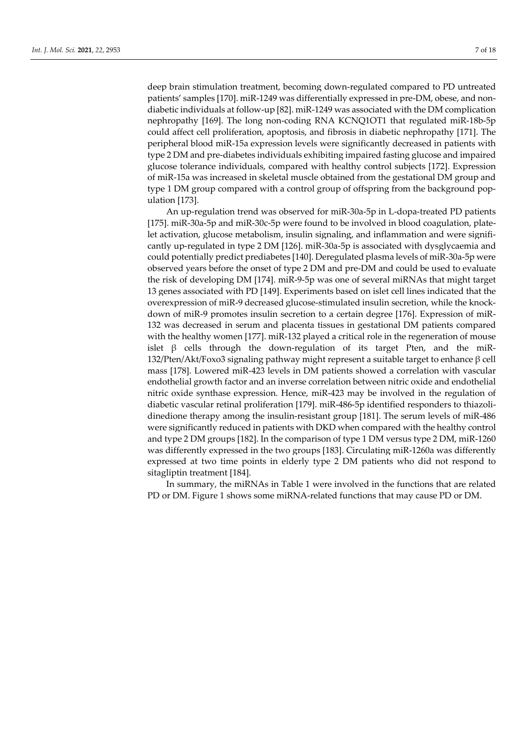deep brain stimulation treatment, becoming down-regulated compared to PD untreated patients' samples [170]. miR-1249 was differentially expressed in pre-DM, obese, and non-diabetic individuals at follow-up [82]. miR-1249 was associated with the DM complication nephropathy [169]. The long non-coding RNA KCNQ1OT1 that regulated miR-18b-5p could affect cell proliferation, apoptosis, and fibrosis in diabetic nephropathy [171]. The peripheral blood miR-15a expression levels were significantly decreased in patients with type 2 DM and pre-diabetes individuals exhibiting impaired fasting glucose and impaired glucose tolerance individuals, compared with healthy control subjects [172]. Expression of miR-15a was increased in skeletal muscle obtained from the gestational DM group and type 1 DM group compared with a control group of offspring from the background population [173].

An up-regulation trend was observed for miR-30a-5p in L-dopa-treated PD patients [175]. miR-30a-5p and miR-30c-5p were found to be involved in blood coagulation, platelet activation, glucose metabolism, insulin signaling, and inflammation and were significantly up-regulated in type 2 DM [126]. miR-30a-5p is associated with dysglycaemia and could potentially predict prediabetes [140]. Deregulated plasma levels of miR-30a-5p were observed years before the onset of type 2 DM and pre-DM and could be used to evaluate the risk of developing DM [174]. miR-9-5p was one of several miRNAs that might target 13 genes associated with PD [149]. Experiments based on islet cell lines indicated that the overexpression of miR-9 decreased glucose-stimulated insulin secretion, while the knockdown of miR-9 promotes insulin secretion to a certain degree [176]. Expression of miR-132 was decreased in serum and placenta tissues in gestational DM patients compared with the healthy women [177]. miR-132 played a critical role in the regeneration of mouse islet β cells through the down-regulation of its target Pten, and the miR-132/Pten/Akt/Foxo3 signaling pathway might represent a suitable target to enhance β cell mass [178]. Lowered miR-423 levels in DM patients showed a correlation with vascular endothelial growth factor and an inverse correlation between nitric oxide and endothelial nitric oxide synthase expression. Hence, miR-423 may be involved in the regulation of diabetic vascular retinal proliferation [179]. miR-486-5p identified responders to thiazolidinedione therapy among the insulin-resistant group [181]. The serum levels of miR-486 were significantly reduced in patients with DKD when compared with the healthy control and type 2 DM groups [182]. In the comparison of type 1 DM versus type 2 DM, miR-1260 was differently expressed in the two groups [183]. Circulating miR-1260a was differently expressed at two time points in elderly type 2 DM patients who did not respond to sitagliptin treatment [184].

In summary, the miRNAs in Table 1 were involved in the functions that are related PD or DM. Figure 1 shows some miRNA-related functions that may cause PD or DM.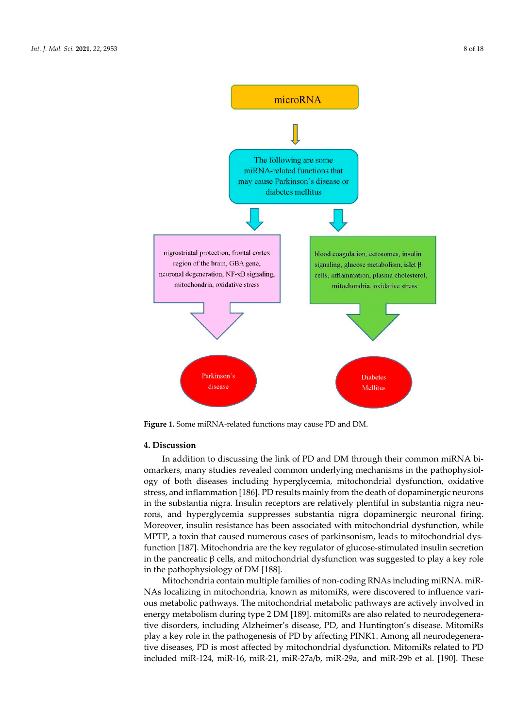microRNA

The following are some miRNA-related functions that may cause Parkinson's disease or diabetes mellitus

nigrostriatal protection, frontal cortex region of the brain, GBA gene, neuronal degeneration, NF-κB signaling, mitochondria, oxidative stress

blood coagulation, ectosomes, insulin signaling, glucose metabolism, islet β cells, inflammation, plasma cholesterol, mitochondria, oxidative stress

Parkinson's disease

Diabetes Mellitus

**Figure 1.** Some miRNA-related functions may cause PD and DM.

## 4. Discussion

In addition to discussing the link of PD and DM through their common miRNA biomarkers, many studies revealed common underlying mechanisms in the pathophysiology of both diseases including hyperglycemia, mitochondrial dysfunction, oxidative stress, and inflammation [186]. PD results mainly from the death of dopaminergic neurons in the substantia nigra. Insulin receptors are relatively plentiful in substantia nigra neurons, and hyperglycemia suppresses substantia nigra dopaminergic neuronal firing. Moreover, insulin resistance has been associated with mitochondrial dysfunction, while MPTP, a toxin that caused numerous cases of parkinsonism, leads to mitochondrial dysfunction [187]. Mitochondria are the key regulator of glucose-stimulated insulin secretion in the pancreatic β cells, and mitochondrial dysfunction was suggested to play a key role in the pathophysiology of DM [188].

Mitochondria contain multiple families of non-coding RNAs including miRNA. miRNAs localizing in mitochondria, known as mitomiRs, were discovered to influence various metabolic pathways. The mitochondrial metabolic pathways are actively involved in energy metabolism during type 2 DM [189]. mitomiRs are also related to neurodegenerative disorders, including Alzheimer's disease, PD, and Huntington's disease. MitomiRs play a key role in the pathogenesis of PD by affecting PINK1. Among all neurodegenerative diseases, PD is most affected by mitochondrial dysfunction. MitomiRs related to PD included miR-124, miR-16, miR-21, miR-27a/b, miR-29a, and miR-29b et al. [190]. These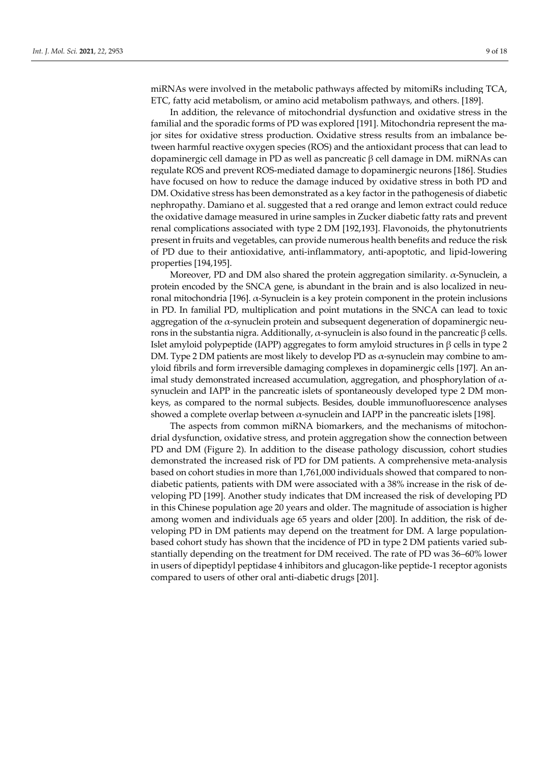miRNAs were involved in the metabolic pathways affected by mitomiRs including TCA, ETC, fatty acid metabolism, or amino acid metabolism pathways, and others. [189].

In addition, the relevance of mitochondrial dysfunction and oxidative stress in the familial and the sporadic forms of PD was explored [191]. Mitochondria represent the major sites for oxidative stress production. Oxidative stress results from an imbalance between harmful reactive oxygen species (ROS) and the antioxidant process that can lead to dopaminergic cell damage in PD as well as pancreatic β cell damage in DM. miRNAs can regulate ROS and prevent ROS-mediated damage to dopaminergic neurons [186]. Studies have focused on how to reduce the damage induced by oxidative stress in both PD and DM. Oxidative stress has been demonstrated as a key factor in the pathogenesis of diabetic nephropathy. Damiano et al. suggested that a red orange and lemon extract could reduce the oxidative damage measured in urine samples in Zucker diabetic fatty rats and prevent renal complications associated with type 2 DM [192,193]. Flavonoids, the phytonutrients present in fruits and vegetables, can provide numerous health benefits and reduce the risk of PD due to their antioxidative, anti-inflammatory, anti-apoptotic, and lipid-lowering properties [194,195].

Moreover, PD and DM also shared the protein aggregation similarity. α-Synuclein, a protein encoded by the SNCA gene, is abundant in the brain and is also localized in neuronal mitochondria [196]. α-Synuclein is a key protein component in the protein inclusions in PD. In familial PD, multiplication and point mutations in the SNCA can lead to toxic aggregation of the α-synuclein protein and subsequent degeneration of dopaminergic neurons in the substantia nigra. Additionally, α-synuclein is also found in the pancreatic β cells. Islet amyloid polypeptide (IAPP) aggregates to form amyloid structures in β cells in type 2 DM. Type 2 DM patients are most likely to develop PD as α-synuclein may combine to amyloid fibrils and form irreversible damaging complexes in dopaminergic cells [197]. An animal study demonstrated increased accumulation, aggregation, and phosphorylation of α-synuclein and IAPP in the pancreatic islets of spontaneously developed type 2 DM monkeys, as compared to the normal subjects. Besides, double immunofluorescence analyses showed a complete overlap between α-synuclein and IAPP in the pancreatic islets [198].

The aspects from common miRNA biomarkers, and the mechanisms of mitochondrial dysfunction, oxidative stress, and protein aggregation show the connection between PD and DM (Figure 2). In addition to the disease pathology discussion, cohort studies demonstrated the increased risk of PD for DM patients. A comprehensive meta-analysis based on cohort studies in more than 1,761,000 individuals showed that compared to non-diabetic patients, patients with DM were associated with a 38% increase in the risk of developing PD [199]. Another study indicates that DM increased the risk of developing PD in this Chinese population age 20 years and older. The magnitude of association is higher among women and individuals age 65 years and older [200]. In addition, the risk of developing PD in DM patients may depend on the treatment for DM. A large population-based cohort study has shown that the incidence of PD in type 2 DM patients varied substantially depending on the treatment for DM received. The rate of PD was 36–60% lower in users of dipeptidyl peptidase 4 inhibitors and glucagon-like peptide-1 receptor agonists compared to users of other oral anti-diabetic drugs [201].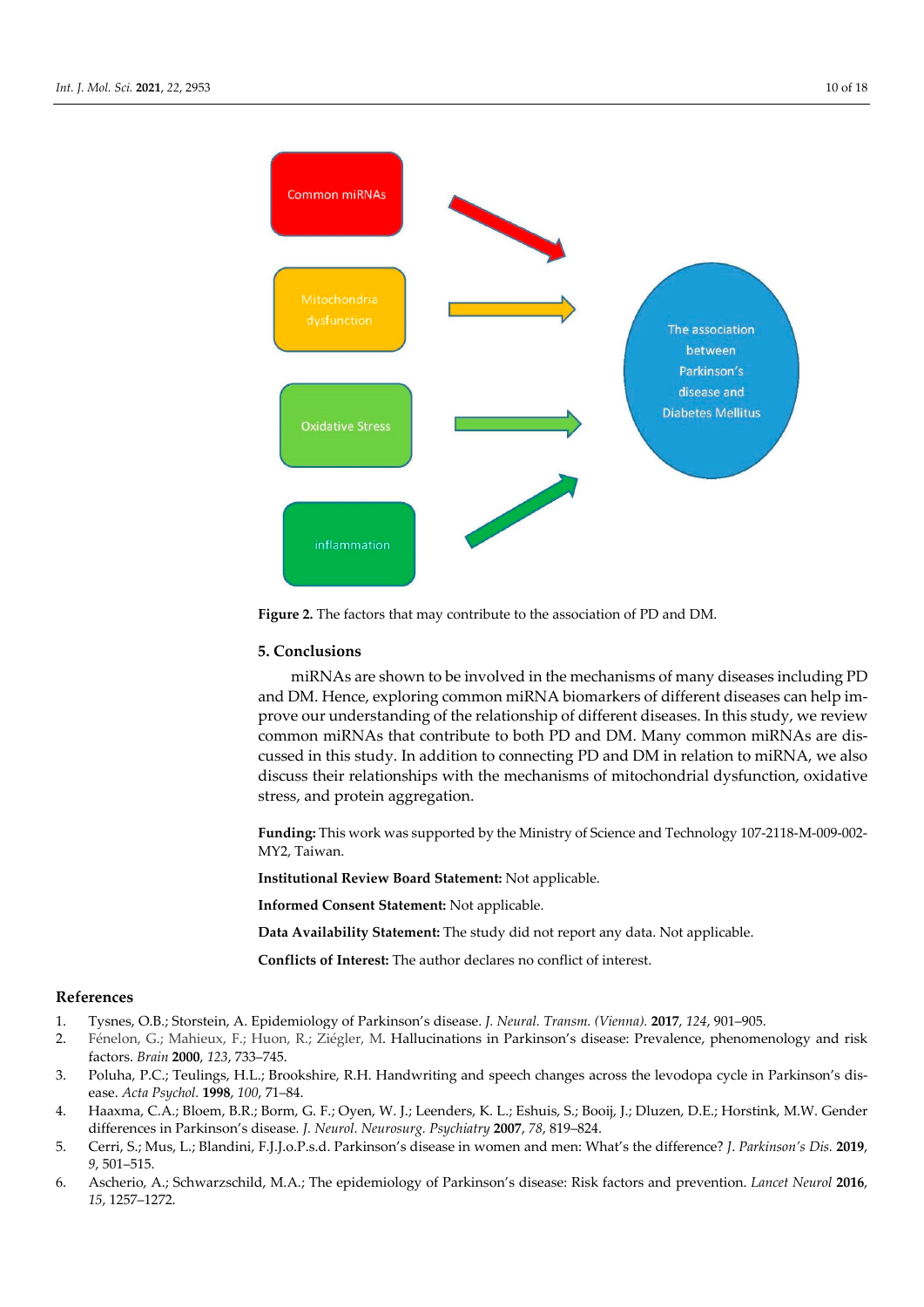Common miRNAs

Mitochondria dysfunction

Oxidative Stress

inflammation

The association between Parkinson's disease and Diabetes Mellitus

**Figure 2.** The factors that may contribute to the association of PD and DM.

## 5. Conclusions

miRNAs are shown to be involved in the mechanisms of many diseases including PD and DM. Hence, exploring common miRNA biomarkers of different diseases can help improve our understanding of the relationship of different diseases. In this study, we review common miRNAs that contribute to both PD and DM. Many common miRNAs are discussed in this study. In addition to connecting PD and DM in relation to miRNA, we also discuss their relationships with the mechanisms of mitochondrial dysfunction, oxidative stress, and protein aggregation.

**Funding:** This work was supported by the Ministry of Science and Technology 107-2118-M-009-002-MY2, Taiwan.

**Institutional Review Board Statement:** Not applicable.

**Informed Consent Statement:** Not applicable.

**Data Availability Statement:** The study did not report any data. Not applicable.

**Conflicts of Interest:** The author declares no conflict of interest.

## References

1. Tysnes, O.B.; Storstein, A. Epidemiology of Parkinson's disease. *J. Neural. Transm. (Vienna).* **2017**, *124*, 901–905.
2. Fénelon, G.; Mahieux, F.; Huon, R.; Ziégler, M. Hallucinations in Parkinson's disease: Prevalence, phenomenology and risk factors. *Brain* **2000**, *123*, 733–745.
3. Poluha, P.C.; Teulings, H.L.; Brookshire, R.H. Handwriting and speech changes across the levodopa cycle in Parkinson's disease. *Acta Psychol.* **1998**, *100*, 71–84.
4. Haaxma, C.A.; Bloem, B.R.; Borm, G. F.; Oyen, W. J.; Leenders, K. L.; Eshuis, S.; Booij, J.; Dluzen, D.E.; Horstink, M.W. Gender differences in Parkinson's disease. *J. Neurol. Neurosurg. Psychiatry* **2007**, *78*, 819–824.
5. Cerri, S.; Mus, L.; Blandini, F.J.J.o.P.s.d. Parkinson's disease in women and men: What's the difference? *J. Parkinson's Dis.* **2019**, *9*, 501–515.
6. Ascherio, A.; Schwarzschild, M.A.; The epidemiology of Parkinson's disease: Risk factors and prevention. *Lancet Neurol* **2016**, *15*, 1257–1272.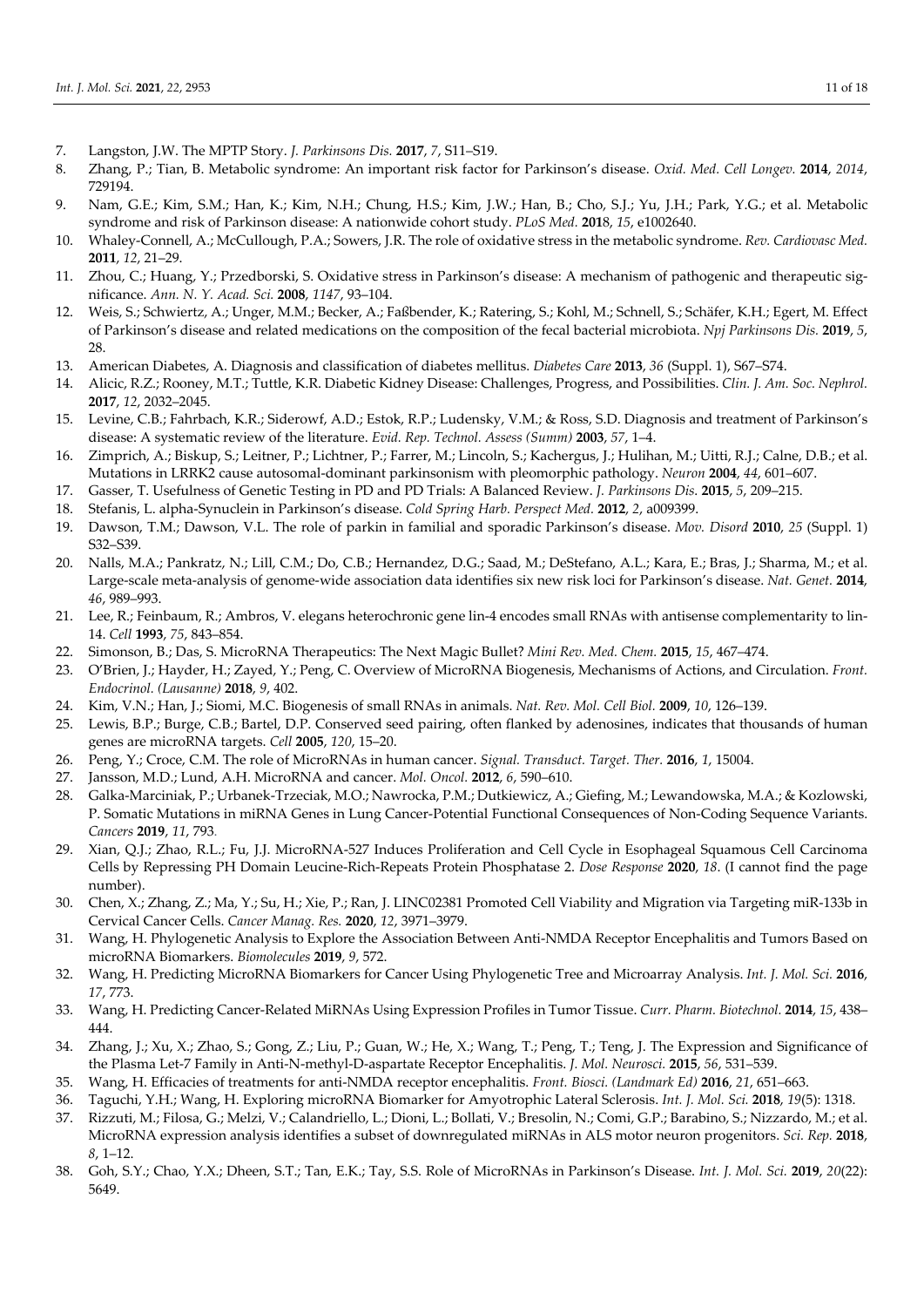7. Langston, J.W. The MPTP Story. *J. Parkinsons Dis.* **2017**, *7*, S11–S19.
8. Zhang, P.; Tian, B. Metabolic syndrome: An important risk factor for Parkinson's disease. *Oxid. Med. Cell Longev.* **2014**, *2014*, 729194.
9. Nam, G.E.; Kim, S.M.; Han, K.; Kim, N.H.; Chung, H.S.; Kim, J.W.; Han, B.; Cho, S.J.; Yu, J.H.; Park, Y.G.; et al. Metabolic syndrome and risk of Parkinson disease: A nationwide cohort study. *PLoS Med.* **2018**, *15*, e1002640.
10. Whaley-Connell, A.; McCullough, P.A.; Sowers, J.R. The role of oxidative stress in the metabolic syndrome. *Rev. Cardiovasc Med.* **2011**, *12*, 21–29.
11. Zhou, C.; Huang, Y.; Przedborski, S. Oxidative stress in Parkinson's disease: A mechanism of pathogenic and therapeutic significance. *Ann. N. Y. Acad. Sci.* **2008**, *1147*, 93–104.
12. Weis, S.; Schwiertz, A.; Unger, M.M.; Becker, A.; Faßbender, K.; Ratering, S.; Kohl, M.; Schnell, S.; Schäfer, K.H.; Egert, M. Effect of Parkinson's disease and related medications on the composition of the fecal bacterial microbiota. *Npj Parkinsons Dis.* **2019**, *5*, 28.
13. American Diabetes, A. Diagnosis and classification of diabetes mellitus. *Diabetes Care* **2013**, *36* (Suppl. 1), S67–S74.
14. Alicic, R.Z.; Rooney, M.T.; Tuttle, K.R. Diabetic Kidney Disease: Challenges, Progress, and Possibilities. *Clin. J. Am. Soc. Nephrol.* **2017**, *12*, 2032–2045.
15. Levine, C.B.; Fahrbach, K.R.; Siderowf, A.D.; Estok, R.P.; Ludensky, V.M.; & Ross, S.D. Diagnosis and treatment of Parkinson's disease: A systematic review of the literature. *Evid. Rep. Technol. Assess (Summ)* **2003**, *57*, 1–4.
16. Zimprich, A.; Biskup, S.; Leitner, P.; Lichtner, P.; Farrer, M.; Lincoln, S.; Kachergus, J.; Hulihan, M.; Uitti, R.J.; Calne, D.B.; et al. Mutations in LRRK2 cause autosomal-dominant parkinsonism with pleomorphic pathology. *Neuron* **2004**, *44*, 601–607.
17. Gasser, T. Usefulness of Genetic Testing in PD and PD Trials: A Balanced Review. *J. Parkinsons Dis.* **2015**, *5*, 209–215.
18. Stefanis, L. alpha-Synuclein in Parkinson's disease. *Cold Spring Harb. Perspect Med.* **2012**, *2*, a009399.
19. Dawson, T.M.; Dawson, V.L. The role of parkin in familial and sporadic Parkinson's disease. *Mov. Disord* **2010**, *25* (Suppl. 1) S32–S39.
20. Nalls, M.A.; Pankratz, N.; Lill, C.M.; Do, C.B.; Hernandez, D.G.; Saad, M.; DeStefano, A.L.; Kara, E.; Bras, J.; Sharma, M.; et al. Large-scale meta-analysis of genome-wide association data identifies six new risk loci for Parkinson's disease. *Nat. Genet.* **2014**, *46*, 989–993.
21. Lee, R.; Feinbaum, R.; Ambros, V. elegans heterochronic gene lin-4 encodes small RNAs with antisense complementarity to lin-14. *Cell* **1993**, *75*, 843–854.
22. Simonson, B.; Das, S. MicroRNA Therapeutics: The Next Magic Bullet? *Mini Rev. Med. Chem.* **2015**, *15*, 467–474.
23. O'Brien, J.; Hayder, H.; Zayed, Y.; Peng, C. Overview of MicroRNA Biogenesis, Mechanisms of Actions, and Circulation. *Front. Endocrinol. (Lausanne)* **2018**, *9*, 402.
24. Kim, V.N.; Han, J.; Siomi, M.C. Biogenesis of small RNAs in animals. *Nat. Rev. Mol. Cell Biol.* **2009**, *10*, 126–139.
25. Lewis, B.P.; Burge, C.B.; Bartel, D.P. Conserved seed pairing, often flanked by adenosines, indicates that thousands of human genes are microRNA targets. *Cell* **2005**, *120*, 15–20.
26. Peng, Y.; Croce, C.M. The role of MicroRNAs in human cancer. *Signal. Transduct. Target. Ther.* **2016**, *1*, 15004.
27. Jansson, M.D.; Lund, A.H. MicroRNA and cancer. *Mol. Oncol.* **2012**, *6*, 590–610.
28. Galka-Marciniak, P.; Urbanek-Trzeciak, M.O.; Nawrocka, P.M.; Dutkiewicz, A.; Giefing, M.; Lewandowska, M.A.; & Kozlowski, P. Somatic Mutations in miRNA Genes in Lung Cancer-Potential Functional Consequences of Non-Coding Sequence Variants. *Cancers* **2019**, *11*, 793.
29. Xian, Q.J.; Zhao, R.L.; Fu, J.J. MicroRNA-527 Induces Proliferation and Cell Cycle in Esophageal Squamous Cell Carcinoma Cells by Repressing PH Domain Leucine-Rich-Repeats Protein Phosphatase 2. *Dose Response* **2020**, *18*. (I cannot find the page number).
30. Chen, X.; Zhang, Z.; Ma, Y.; Su, H.; Xie, P.; Ran, J. LINC02381 Promoted Cell Viability and Migration via Targeting miR-133b in Cervical Cancer Cells. *Cancer Manag. Res.* **2020**, *12*, 3971–3979.
31. Wang, H. Phylogenetic Analysis to Explore the Association Between Anti-NMDA Receptor Encephalitis and Tumors Based on microRNA Biomarkers. *Biomolecules* **2019**, *9*, 572.
32. Wang, H. Predicting MicroRNA Biomarkers for Cancer Using Phylogenetic Tree and Microarray Analysis. *Int. J. Mol. Sci.* **2016**, *17*, 773.
33. Wang, H. Predicting Cancer-Related MiRNAs Using Expression Profiles in Tumor Tissue. *Curr. Pharm. Biotechnol.* **2014**, *15*, 438–444.
34. Zhang, J.; Xu, X.; Zhao, S.; Gong, Z.; Liu, P.; Guan, W.; He, X.; Wang, T.; Peng, T.; Teng, J. The Expression and Significance of the Plasma Let-7 Family in Anti-N-methyl-D-aspartate Receptor Encephalitis. *J. Mol. Neurosci.* **2015**, *56*, 531–539.
35. Wang, H. Efficacies of treatments for anti-NMDA receptor encephalitis. *Front. Biosci. (Landmark Ed)* **2016**, *21*, 651–663.
36. Taguchi, Y.H.; Wang, H. Exploring microRNA Biomarker for Amyotrophic Lateral Sclerosis. *Int. J. Mol. Sci.* **2018**, *19*(5): 1318.
37. Rizzuti, M.; Filosa, G.; Melzi, V.; Calandriello, L.; Dioni, L.; Bollati, V.; Bresolin, N.; Comi, G.P.; Barabino, S.; Nizzardo, M.; et al. MicroRNA expression analysis identifies a subset of downregulated miRNAs in ALS motor neuron progenitors. *Sci. Rep.* **2018**, *8*, 1–12.
38. Goh, S.Y.; Chao, Y.X.; Dheen, S.T.; Tan, E.K.; Tay, S.S. Role of MicroRNAs in Parkinson's Disease. *Int. J. Mol. Sci.* **2019**, *20*(22): 5649.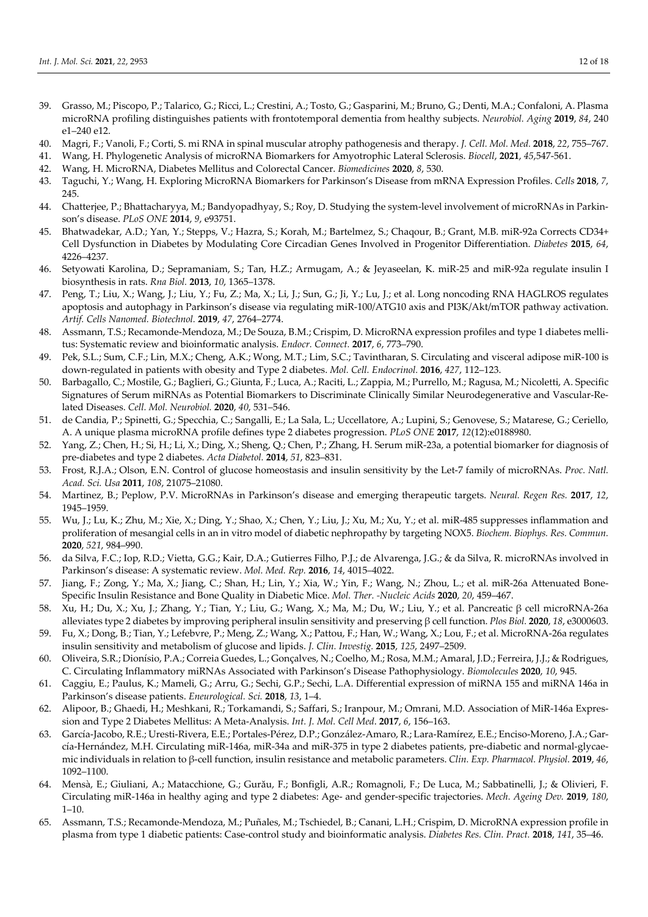39. Grasso, M.; Piscopo, P.; Talarico, G.; Ricci, L.; Crestini, A.; Tosto, G.; Gasparini, M.; Bruno, G.; Denti, M.A.; Confaloni, A. Plasma microRNA profiling distinguishes patients with frontotemporal dementia from healthy subjects. *Neurobiol. Aging* **2019**, *84*, 240 e1–240 e12.
40. Magri, F.; Vanoli, F.; Corti, S. mi RNA in spinal muscular atrophy pathogenesis and therapy. *J. Cell. Mol. Med.* **2018**, *22*, 755–767.
41. Wang, H. Phylogenetic Analysis of microRNA Biomarkers for Amyotrophic Lateral Sclerosis. *Biocell*, **2021**, *45*,547-561.
42. Wang, H. MicroRNA, Diabetes Mellitus and Colorectal Cancer. *Biomedicines* **2020**, *8*, 530.
43. Taguchi, Y.; Wang, H. Exploring MicroRNA Biomarkers for Parkinson's Disease from mRNA Expression Profiles. *Cells* **2018**, *7*, 245.
44. Chatterjee, P.; Bhattacharyya, M.; Bandyopadhyay, S.; Roy, D. Studying the system-level involvement of microRNAs in Parkinson's disease. *PLoS ONE* **2014**, *9*, e93751.
45. Bhatwadekar, A.D.; Yan, Y.; Stepps, V.; Hazra, S.; Korah, M.; Bartelmez, S.; Chaqour, B.; Grant, M.B. miR-92a Corrects CD34+ Cell Dysfunction in Diabetes by Modulating Core Circadian Genes Involved in Progenitor Differentiation. *Diabetes* **2015**, *64*, 4226–4237.
46. Setyowati Karolina, D.; Sepramaniam, S.; Tan, H.Z.; Armugam, A.; & Jeyaseelan, K. miR-25 and miR-92a regulate insulin I biosynthesis in rats. *Rna Biol.* **2013**, *10*, 1365–1378.
47. Peng, T.; Liu, X.; Wang, J.; Liu, Y.; Fu, Z.; Ma, X.; Li, J.; Sun, G.; Ji, Y.; Lu, J.; et al. Long noncoding RNA HAGLROS regulates apoptosis and autophagy in Parkinson's disease via regulating miR-100/ATG10 axis and PI3K/Akt/mTOR pathway activation. *Artif. Cells Nanomed. Biotechnol.* **2019**, *47*, 2764–2774.
48. Assmann, T.S.; Recamonde-Mendoza, M.; De Souza, B.M.; Crispim, D. MicroRNA expression profiles and type 1 diabetes mellitus: Systematic review and bioinformatic analysis. *Endocr. Connect.* **2017**, *6*, 773–790.
49. Pek, S.L.; Sum, C.F.; Lin, M.X.; Cheng, A.K.; Wong, M.T.; Lim, S.C.; Tavintharan, S. Circulating and visceral adipose miR-100 is down-regulated in patients with obesity and Type 2 diabetes. *Mol. Cell. Endocrinol.* **2016**, *427*, 112–123.
50. Barbagallo, C.; Mostile, G.; Baglieri, G.; Giunta, F.; Luca, A.; Raciti, L.; Zappia, M.; Purrello, M.; Ragusa, M.; Nicoletti, A. Specific Signatures of Serum miRNAs as Potential Biomarkers to Discriminate Clinically Similar Neurodegenerative and Vascular-Related Diseases. *Cell. Mol. Neurobiol.* **2020**, *40*, 531–546.
51. de Candia, P.; Spinetti, G.; Specchia, C.; Sangalli, E.; La Sala, L.; Uccellatore, A.; Lupini, S.; Genovese, S.; Matarese, G.; Ceriello, A. A unique plasma microRNA profile defines type 2 diabetes progression. *PLoS ONE* **2017**, *12*(12):e0188980.
52. Yang, Z.; Chen, H.; Si, H.; Li, X.; Ding, X.; Sheng, Q.; Chen, P.; Zhang, H. Serum miR-23a, a potential biomarker for diagnosis of pre-diabetes and type 2 diabetes. *Acta Diabetol.* **2014**, *51*, 823–831.
53. Frost, R.J.A.; Olson, E.N. Control of glucose homeostasis and insulin sensitivity by the Let-7 family of microRNAs. *Proc. Natl. Acad. Sci. Usa* **2011**, *108*, 21075–21080.
54. Martinez, B.; Peplow, P.V. MicroRNAs in Parkinson's disease and emerging therapeutic targets. *Neural. Regen Res.* **2017**, *12*, 1945–1959.
55. Wu, J.; Lu, K.; Zhu, M.; Xie, X.; Ding, Y.; Shao, X.; Chen, Y.; Liu, J.; Xu, M.; Xu, Y.; et al. miR-485 suppresses inflammation and proliferation of mesangial cells in an in vitro model of diabetic nephropathy by targeting NOX5. *Biochem. Biophys. Res. Commun.* **2020**, *521*, 984–990.
56. da Silva, F.C.; Iop, R.D.; Vietta, G.G.; Kair, D.A.; Gutierres Filho, P.J.; de Alvarenga, J.G.; & da Silva, R. microRNAs involved in Parkinson's disease: A systematic review. *Mol. Med. Rep.* **2016**, *14*, 4015–4022.
57. Jiang, F.; Zong, Y.; Ma, X.; Jiang, C.; Shan, H.; Lin, Y.; Xia, W.; Yin, F.; Wang, N.; Zhou, L.; et al. miR-26a Attenuated Bone-Specific Insulin Resistance and Bone Quality in Diabetic Mice. *Mol. Ther. -Nucleic Acids* **2020**, *20*, 459–467.
58. Xu, H.; Du, X.; Xu, J.; Zhang, Y.; Tian, Y.; Liu, G.; Wang, X.; Ma, M.; Du, W.; Liu, Y.; et al. Pancreatic β cell microRNA-26a alleviates type 2 diabetes by improving peripheral insulin sensitivity and preserving β cell function. *Plos Biol.* **2020**, *18*, e3000603.
59. Fu, X.; Dong, B.; Tian, Y.; Lefebvre, P.; Meng, Z.; Wang, X.; Pattou, F.; Han, W.; Wang, X.; Lou, F.; et al. MicroRNA-26a regulates insulin sensitivity and metabolism of glucose and lipids. *J. Clin. Investig.* **2015**, *125*, 2497–2509.
60. Oliveira, S.R.; Dionísio, P.A.; Correia Guedes, L.; Gonçalves, N.; Coelho, M.; Rosa, M.M.; Amaral, J.D.; Ferreira, J.J.; & Rodrigues, C. Circulating Inflammatory miRNAs Associated with Parkinson's Disease Pathophysiology. *Biomolecules* **2020**, *10*, 945.
61. Caggiu, E.; Paulus, K.; Mameli, G.; Arru, G.; Sechi, G.P.; Sechi, L.A. Differential expression of miRNA 155 and miRNA 146a in Parkinson's disease patients. *Eneurological. Sci.* **2018**, *13*, 1–4.
62. Alipoor, B.; Ghaedi, H.; Meshkani, R.; Torkamandi, S.; Saffari, S.; Iranpour, M.; Omrani, M.D. Association of MiR-146a Expression and Type 2 Diabetes Mellitus: A Meta-Analysis. *Int. J. Mol. Cell Med.* **2017**, *6*, 156–163.
63. García-Jacobo, R.E.; Uresti-Rivera, E.E.; Portales-Pérez, D.P.; González-Amaro, R.; Lara-Ramírez, E.E.; Enciso-Moreno, J.A.; García-Hernández, M.H. Circulating miR-146a, miR-34a and miR-375 in type 2 diabetes patients, pre-diabetic and normal-glycaemic individuals in relation to β-cell function, insulin resistance and metabolic parameters. *Clin. Exp. Pharmacol. Physiol.* **2019**, *46*, 1092–1100.
64. Mensà, E.; Giuliani, A.; Matacchione, G.; Gurău, F.; Bonfigli, A.R.; Romagnoli, F.; De Luca, M.; Sabbatinelli, J.; & Olivieri, F. Circulating miR-146a in healthy aging and type 2 diabetes: Age- and gender-specific trajectories. *Mech. Ageing Dev.* **2019**, *180*, 1–10.
65. Assmann, T.S.; Recamonde-Mendoza, M.; Puñales, M.; Tschiedel, B.; Canani, L.H.; Crispim, D. MicroRNA expression profile in plasma from type 1 diabetic patients: Case-control study and bioinformatic analysis. *Diabetes Res. Clin. Pract.* **2018**, *141*, 35–46.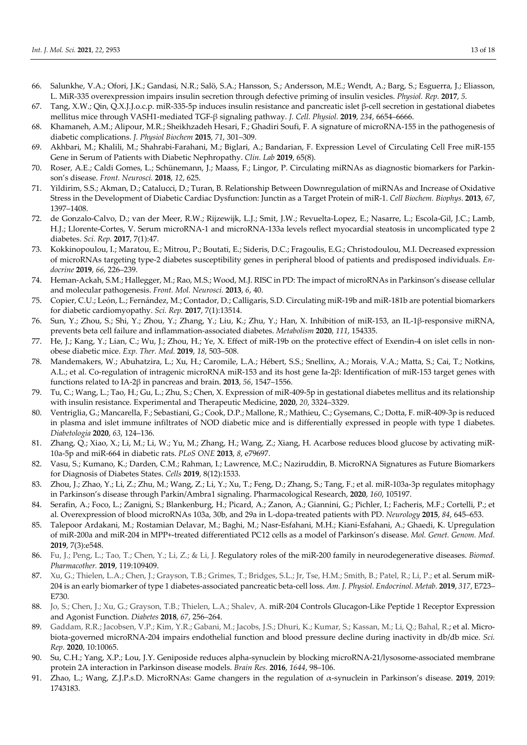66. Salunkhe, V.A.; Ofori, J.K.; Gandasi, N.R.; Salö, S.A.; Hansson, S.; Andersson, M.E.; Wendt, A.; Barg, S.; Esguerra, J.; Eliasson, L. MiR-335 overexpression impairs insulin secretion through defective priming of insulin vesicles. *Physiol. Rep.* **2017**, *5*.
67. Tang, X.W.; Qin, Q.X.J.J.o.c.p. miR-335-5p induces insulin resistance and pancreatic islet β-cell secretion in gestational diabetes mellitus mice through VASH1-mediated TGF-β signaling pathway. *J. Cell. Physiol.* **2019**, *234*, 6654–6666.
68. Khamaneh, A.M.; Alipour, M.R.; Sheikhzadeh Hesari, F.; Ghadiri Soufi, F. A signature of microRNA-155 in the pathogenesis of diabetic complications. *J. Physiol Biochem* **2015**, *71*, 301–309.
69. Akhbari, M.; Khalili, M.; Shahrabi-Farahani, M.; Biglari, A.; Bandarian, F. Expression Level of Circulating Cell Free miR-155 Gene in Serum of Patients with Diabetic Nephropathy. *Clin. Lab* **2019**, 65(8).
70. Roser, A.E.; Caldi Gomes, L.; Schünemann, J.; Maass, F.; Lingor, P. Circulating miRNAs as diagnostic biomarkers for Parkinson's disease. *Front. Neurosci.* **2018**, *12*, 625.
71. Yildirim, S.S.; Akman, D.; Catalucci, D.; Turan, B. Relationship Between Downregulation of miRNAs and Increase of Oxidative Stress in the Development of Diabetic Cardiac Dysfunction: Junctin as a Target Protein of miR-1. *Cell Biochem. Biophys.* **2013**, *67*, 1397–1408.
72. de Gonzalo-Calvo, D.; van der Meer, R.W.; Rijzewijk, L.J.; Smit, J.W.; Revuelta-Lopez, E.; Nasarre, L.; Escola-Gil, J.C.; Lamb, H.J.; Llorente-Cortes, V. Serum microRNA-1 and microRNA-133a levels reflect myocardial steatosis in uncomplicated type 2 diabetes. *Sci. Rep.* **2017**, 7(1):47.
73. Kokkinopoulou, I.; Maratou, E.; Mitrou, P.; Boutati, E.; Sideris, D.C.; Fragoulis, E.G.; Christodoulou, M.I. Decreased expression of microRNAs targeting type-2 diabetes susceptibility genes in peripheral blood of patients and predisposed individuals. *Endocrine* **2019**, *66*, 226–239.
74. Heman-Ackah, S.M.; Hallegger, M.; Rao, M.S.; Wood, M.J. RISC in PD: The impact of microRNAs in Parkinson's disease cellular and molecular pathogenesis. *Front. Mol. Neurosci.* **2013**, *6*, 40.
75. Copier, C.U.; León, L.; Fernández, M.; Contador, D.; Calligaris, S.D. Circulating miR-19b and miR-181b are potential biomarkers for diabetic cardiomyopathy. *Sci. Rep.* **2017**, 7(1):13514.
76. Sun, Y.; Zhou, S.; Shi, Y.; Zhou, Y.; Zhang, Y.; Liu, K.; Zhu, Y.; Han, X. Inhibition of miR-153, an IL-1β-responsive miRNA, prevents beta cell failure and inflammation-associated diabetes. *Metabolism* **2020**, *111*, 154335.
77. He, J.; Kang, Y.; Lian, C.; Wu, J.; Zhou, H.; Ye, X. Effect of miR-19b on the protective effect of Exendin-4 on islet cells in non-obese diabetic mice. *Exp. Ther. Med.* **2019**, *18*, 503–508.
78. Mandemakers, W.; Abuhatzira, L.; Xu, H.; Caromile, L.A.; Hébert, S.S.; Snellinx, A.; Morais, V.A.; Matta, S.; Cai, T.; Notkins, A.L.; et al. Co-regulation of intragenic microRNA miR-153 and its host gene Ia-2β: Identification of miR-153 target genes with functions related to IA-2β in pancreas and brain. **2013**, *56*, 1547–1556.
79. Tu, C.; Wang, L.; Tao, H.; Gu, L.; Zhu, S.; Chen, X. Expression of miR-409-5p in gestational diabetes mellitus and its relationship with insulin resistance. Experimental and Therapeutic Medicine, **2020**, *20*, 3324–3329.
80. Ventriglia, G.; Mancarella, F.; Sebastiani, G.; Cook, D.P.; Mallone, R.; Mathieu, C.; Gysemans, C.; Dotta, F. miR-409-3p is reduced in plasma and islet immune infiltrates of NOD diabetic mice and is differentially expressed in people with type 1 diabetes. *Diabetologia* **2020**, *63*, 124–136.
81. Zhang, Q.; Xiao, X.; Li, M.; Li, W.; Yu, M.; Zhang, H.; Wang, Z.; Xiang, H. Acarbose reduces blood glucose by activating miR-10a-5p and miR-664 in diabetic rats. *PLoS ONE* **2013**, *8*, e79697.
82. Vasu, S.; Kumano, K.; Darden, C.M.; Rahman, I.; Lawrence, M.C.; Naziruddin, B. MicroRNA Signatures as Future Biomarkers for Diagnosis of Diabetes States. *Cells* **2019**, 8(12):1533.
83. Zhou, J.; Zhao, Y.; Li, Z.; Zhu, M.; Wang, Z.; Li, Y.; Xu, T.; Feng, D.; Zhang, S.; Tang, F.; et al. miR-103a-3p regulates mitophagy in Parkinson's disease through Parkin/Ambra1 signaling. Pharmacological Research, **2020**, *160*, 105197.
84. Serafin, A.; Foco, L.; Zanigni, S.; Blankenburg, H.; Picard, A.; Zanon, A.; Giannini, G.; Pichler, I.; Facheris, M.F.; Cortelli, P.; et al. Overexpression of blood microRNAs 103a, 30b, and 29a in L-dopa-treated patients with PD. *Neurology* **2015**, *84*, 645–653.
85. Talepoor Ardakani, M.; Rostamian Delavar, M.; Baghi, M.; Nasr-Esfahani, M.H.; Kiani-Esfahani, A.; Ghaedi, K. Upregulation of miR-200a and miR-204 in MPP+-treated differentiated PC12 cells as a model of Parkinson's disease. *Mol. Genet. Genom. Med.* **2019**, 7(3):e548.
86. Fu, J.; Peng, L.; Tao, T.; Chen, Y.; Li, Z.; & Li, J. Regulatory roles of the miR-200 family in neurodegenerative diseases. *Biomed. Pharmacother.* **2019**, 119:109409.
87. Xu, G.; Thielen, L.A.; Chen, J.; Grayson, T.B.; Grimes, T.; Bridges, S.L.; Jr, Tse, H.M.; Smith, B.; Patel, R.; Li, P.; et al. Serum miR-204 is an early biomarker of type 1 diabetes-associated pancreatic beta-cell loss. *Am. J. Physiol. Endocrinol. Metab.* **2019**, *317*, E723–E730.
88. Jo, S.; Chen, J.; Xu, G.; Grayson, T.B.; Thielen, L.A.; Shalev, A. miR-204 Controls Glucagon-Like Peptide 1 Receptor Expression and Agonist Function. *Diabetes* **2018**, *67*, 256–264.
89. Gaddam, R.R.; Jacobsen, V.P.; Kim, Y.R.; Gabani, M.; Jacobs, J.S.; Dhuri, K.; Kumar, S.; Kassan, M.; Li, Q.; Bahal, R.; et al. Microbiota-governed microRNA-204 impairs endothelial function and blood pressure decline during inactivity in db/db mice. *Sci. Rep.* **2020**, 10:10065.
90. Su, C.H.; Yang, X.P.; Lou, J.Y. Geniposide reduces alpha-synuclein by blocking microRNA-21/lysosome-associated membrane protein 2A interaction in Parkinson disease models. *Brain Res.* **2016**, *1644*, 98–106.
91. Zhao, L.; Wang, Z.J.P.s.D. MicroRNAs: Game changers in the regulation of α-synuclein in Parkinson's disease. **2019**, 2019: 1743183.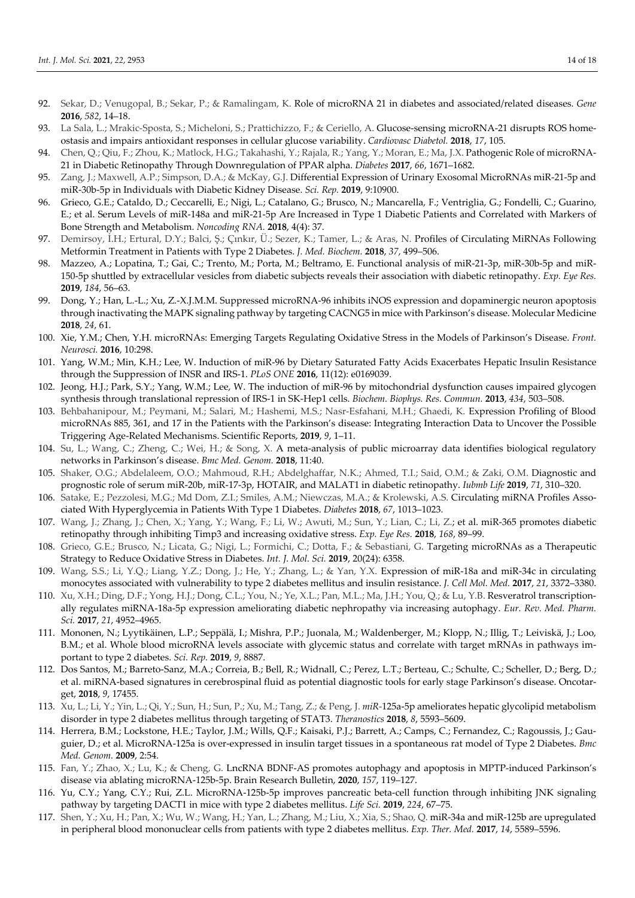92. Sekar, D.; Venugopal, B.; Sekar, P.; & Ramalingam, K. Role of microRNA 21 in diabetes and associated/related diseases. *Gene* **2016**, *582*, 14–18.
93. La Sala, L.; Mrakic-Sposta, S.; Micheloni, S.; Prattichizzo, F.; & Ceriello, A. Glucose-sensing microRNA-21 disrupts ROS homeostasis and impairs antioxidant responses in cellular glucose variability. *Cardiovasc Diabetol.* **2018**, *17*, 105.
94. Chen, Q.; Qiu, F.; Zhou, K.; Matlock, H.G.; Takahashi, Y.; Rajala, R.; Yang, Y.; Moran, E.; Ma, J.X. Pathogenic Role of microRNA-21 in Diabetic Retinopathy Through Downregulation of PPAR alpha. *Diabetes* **2017**, *66*, 1671–1682.
95. Zang, J.; Maxwell, A.P.; Simpson, D.A.; & McKay, G.J. Differential Expression of Urinary Exosomal MicroRNAs miR-21-5p and miR-30b-5p in Individuals with Diabetic Kidney Disease. *Sci. Rep.* **2019**, 9:10900.
96. Grieco, G.E.; Cataldo, D.; Ceccarelli, E.; Nigi, L.; Catalano, G.; Brusco, N.; Mancarella, F.; Ventriglia, G.; Fondelli, C.; Guarino, E.; et al. Serum Levels of miR-148a and miR-21-5p Are Increased in Type 1 Diabetic Patients and Correlated with Markers of Bone Strength and Metabolism. *Noncoding RNA.* **2018**, 4(4): 37.
97. Demirsoy, İ.H.; Ertural, D.Y.; Balci, Ş.; Çınkır, Ü.; Sezer, K.; Tamer, L.; & Aras, N. Profiles of Circulating MiRNAs Following Metformin Treatment in Patients with Type 2 Diabetes. *J. Med. Biochem.* **2018**, *37*, 499–506.
98. Mazzeo, A.; Lopatina, T.; Gai, C.; Trento, M.; Porta, M.; Beltramo, E. Functional analysis of miR-21-3p, miR-30b-5p and miR-150-5p shuttled by extracellular vesicles from diabetic subjects reveals their association with diabetic retinopathy. *Exp. Eye Res.* **2019**, *184*, 56–63.
99. Dong, Y.; Han, L.-L.; Xu, Z.-X.J.M.M. Suppressed microRNA-96 inhibits iNOS expression and dopaminergic neuron apoptosis through inactivating the MAPK signaling pathway by targeting CACNG5 in mice with Parkinson's disease. Molecular Medicine **2018**, *24*, 61.
100. Xie, Y.M.; Chen, Y.H. microRNAs: Emerging Targets Regulating Oxidative Stress in the Models of Parkinson's Disease. *Front. Neurosci.* **2016**, 10:298.
101. Yang, W.M.; Min, K.H.; Lee, W. Induction of miR-96 by Dietary Saturated Fatty Acids Exacerbates Hepatic Insulin Resistance through the Suppression of INSR and IRS-1. *PLoS ONE* **2016**, 11(12): e0169039.
102. Jeong, H.J.; Park, S.Y.; Yang, W.M.; Lee, W. The induction of miR-96 by mitochondrial dysfunction causes impaired glycogen synthesis through translational repression of IRS-1 in SK-Hep1 cells. *Biochem. Biophys. Res. Commun.* **2013**, *434*, 503–508.
103. Behbahanipour, M.; Peymani, M.; Salari, M.; Hashemi, M.S.; Nasr-Esfahani, M.H.; Ghaedi, K. Expression Profiling of Blood microRNAs 885, 361, and 17 in the Patients with the Parkinson's disease: Integrating Interaction Data to Uncover the Possible Triggering Age-Related Mechanisms. Scientific Reports, **2019**, *9*, 1–11.
104. Su, L.; Wang, C.; Zheng, C.; Wei, H.; & Song, X. A meta-analysis of public microarray data identifies biological regulatory networks in Parkinson's disease. *Bmc Med. Genom.* **2018**, 11:40.
105. Shaker, O.G.; Abdelaleem, O.O.; Mahmoud, R.H.; Abdelghaffar, N.K.; Ahmed, T.I.; Said, O.M.; & Zaki, O.M. Diagnostic and prognostic role of serum miR-20b, miR-17-3p, HOTAIR, and MALAT1 in diabetic retinopathy. *Iubmb Life* **2019**, *71*, 310–320.
106. Satake, E.; Pezzolesi, M.G.; Md Dom, Z.I.; Smiles, A.M.; Niewczas, M.A.; & Krolewski, A.S. Circulating miRNA Profiles Associated With Hyperglycemia in Patients With Type 1 Diabetes. *Diabetes* **2018**, *67*, 1013–1023.
107. Wang, J.; Zhang, J.; Chen, X.; Yang, Y.; Wang, F.; Li, W.; Awuti, M.; Sun, Y.; Lian, C.; Li, Z.; et al. miR-365 promotes diabetic retinopathy through inhibiting Timp3 and increasing oxidative stress. *Exp. Eye Res.* **2018**, *168*, 89–99.
108. Grieco, G.E.; Brusco, N.; Licata, G.; Nigi, L.; Formichi, C.; Dotta, F.; & Sebastiani, G. Targeting microRNAs as a Therapeutic Strategy to Reduce Oxidative Stress in Diabetes. *Int. J. Mol. Sci.* **2019**, 20(24): 6358.
109. Wang, S.S.; Li, Y.Q.; Liang, Y.Z.; Dong, J.; He, Y.; Zhang, L.; & Yan, Y.X. Expression of miR-18a and miR-34c in circulating monocytes associated with vulnerability to type 2 diabetes mellitus and insulin resistance. *J. Cell Mol. Med.* **2017**, *21*, 3372–3380.
110. Xu, X.H.; Ding, D.F.; Yong, H.J.; Dong, C.L.; You, N.; Ye, X.L.; Pan, M.L.; Ma, J.H.; You, Q.; & Lu, Y.B. Resveratrol transcriptionally regulates miRNA-18a-5p expression ameliorating diabetic nephropathy via increasing autophagy. *Eur. Rev. Med. Pharm. Sci.* **2017**, *21*, 4952–4965.
111. Mononen, N.; Lyytikäinen, L.P.; Seppälä, I.; Mishra, P.P.; Juonala, M.; Waldenberger, M.; Klopp, N.; Illig, T.; Leiviskä, J.; Loo, B.M.; et al. Whole blood microRNA levels associate with glycemic status and correlate with target mRNAs in pathways important to type 2 diabetes. *Sci. Rep.* **2019**, *9*, 8887.
112. Dos Santos, M.; Barreto-Sanz, M.A.; Correia, B.; Bell, R.; Widnall, C.; Perez, L.T.; Berteau, C.; Schulte, C.; Scheller, D.; Berg, D.; et al. miRNA-based signatures in cerebrospinal fluid as potential diagnostic tools for early stage Parkinson's disease. Oncotarget, **2018**, *9*, 17455.
113. Xu, L.; Li, Y.; Yin, L.; Qi, Y.; Sun, H.; Sun, P.; Xu, M.; Tang, Z.; & Peng, J. *miR*-125a-5p ameliorates hepatic glycolipid metabolism disorder in type 2 diabetes mellitus through targeting of STAT3. *Theranostics* **2018**, *8*, 5593–5609.
114. Herrera, B.M.; Lockstone, H.E.; Taylor, J.M.; Wills, Q.F.; Kaisaki, P.J.; Barrett, A.; Camps, C.; Fernandez, C.; Ragoussis, J.; Gauguier, D.; et al. MicroRNA-125a is over-expressed in insulin target tissues in a spontaneous rat model of Type 2 Diabetes. *Bmc Med. Genom.* **2009**, 2:54.
115. Fan, Y.; Zhao, X.; Lu, K.; & Cheng, G. LncRNA BDNF-AS promotes autophagy and apoptosis in MPTP-induced Parkinson's disease via ablating microRNA-125b-5p. Brain Research Bulletin, **2020**, *157*, 119–127.
116. Yu, C.Y.; Yang, C.Y.; Rui, Z.L. MicroRNA-125b-5p improves pancreatic beta-cell function through inhibiting JNK signaling pathway by targeting DACT1 in mice with type 2 diabetes mellitus. *Life Sci.* **2019**, *224*, 67–75.
117. Shen, Y.; Xu, H.; Pan, X.; Wu, W.; Wang, H.; Yan, L.; Zhang, M.; Liu, X.; Xia, S.; Shao, Q. miR-34a and miR-125b are upregulated in peripheral blood mononuclear cells from patients with type 2 diabetes mellitus. *Exp. Ther. Med.* **2017**, *14*, 5589–5596.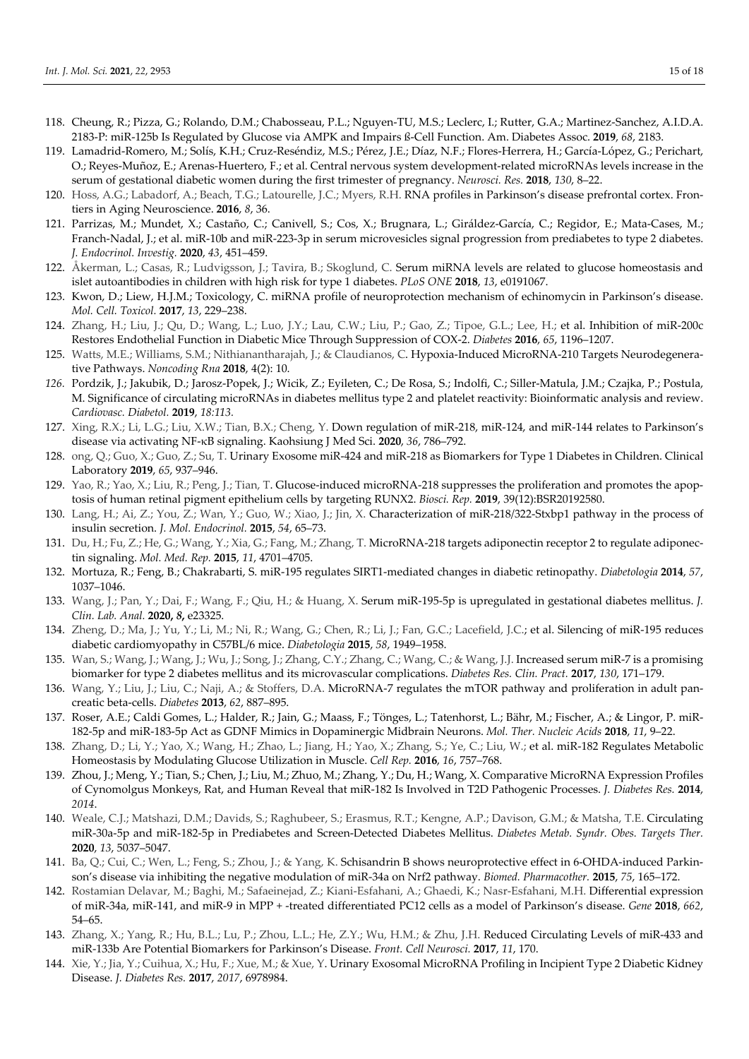118. Cheung, R.; Pizza, G.; Rolando, D.M.; Chabosseau, P.L.; Nguyen-TU, M.S.; Leclerc, I.; Rutter, G.A.; Martinez-Sanchez, A.I.D.A. 2183-P: miR-125b Is Regulated by Glucose via AMPK and Impairs ß-Cell Function. Am. Diabetes Assoc. **2019**, *68*, 2183.
119. Lamadrid-Romero, M.; Solís, K.H.; Cruz-Reséndiz, M.S.; Pérez, J.E.; Díaz, N.F.; Flores-Herrera, H.; García-López, G.; Perichart, O.; Reyes-Muñoz, E.; Arenas-Huertero, F.; et al. Central nervous system development-related microRNAs levels increase in the serum of gestational diabetic women during the first trimester of pregnancy. *Neurosci. Res.* **2018**, *130*, 8–22.
120. Hoss, A.G.; Labadorf, A.; Beach, T.G.; Latourelle, J.C.; Myers, R.H. RNA profiles in Parkinson's disease prefrontal cortex. Frontiers in Aging Neuroscience. **2016**, *8*, 36.
121. Parrizas, M.; Mundet, X.; Castaño, C.; Canivell, S.; Cos, X.; Brugnara, L.; Giráldez-García, C.; Regidor, E.; Mata-Cases, M.; Franch-Nadal, J.; et al. miR-10b and miR-223-3p in serum microvesicles signal progression from prediabetes to type 2 diabetes. *J. Endocrinol. Investig.* **2020**, *43*, 451–459.
122. Åkerman, L.; Casas, R.; Ludvigsson, J.; Tavira, B.; Skoglund, C. Serum miRNA levels are related to glucose homeostasis and islet autoantibodies in children with high risk for type 1 diabetes. *PLoS ONE* **2018**, *13*, e0191067.
123. Kwon, D.; Liew, H.J.M.; Toxicology, C. miRNA profile of neuroprotection mechanism of echinomycin in Parkinson's disease. *Mol. Cell. Toxicol.* **2017**, *13*, 229–238.
124. Zhang, H.; Liu, J.; Qu, D.; Wang, L.; Luo, J.Y.; Lau, C.W.; Liu, P.; Gao, Z.; Tipoe, G.L.; Lee, H.; et al. Inhibition of miR-200c Restores Endothelial Function in Diabetic Mice Through Suppression of COX-2. *Diabetes* **2016**, *65*, 1196–1207.
125. Watts, M.E.; Williams, S.M.; Nithianantharajah, J.; & Claudianos, C. Hypoxia-Induced MicroRNA-210 Targets Neurodegenerative Pathways. *Noncoding Rna* **2018**, 4(2): 10.
126. Pordzik, J.; Jakubik, D.; Jarosz-Popek, J.; Wicik, Z.; Eyileten, C.; De Rosa, S.; Indolfi, C.; Siller-Matula, J.M.; Czajka, P.; Postula, M. Significance of circulating microRNAs in diabetes mellitus type 2 and platelet reactivity: Bioinformatic analysis and review. *Cardiovasc. Diabetol.* **2019**, *18:113.*
127. Xing, R.X.; Li, L.G.; Liu, X.W.; Tian, B.X.; Cheng, Y. Down regulation of miR-218, miR-124, and miR-144 relates to Parkinson's disease via activating NF-κB signaling. Kaohsiung J Med Sci. **2020**, *36*, 786–792.
128. ong, Q.; Guo, X.; Guo, Z.; Su, T. Urinary Exosome miR-424 and miR-218 as Biomarkers for Type 1 Diabetes in Children. Clinical Laboratory **2019**, *65*, 937–946.
129. Yao, R.; Yao, X.; Liu, R.; Peng, J.; Tian, T. Glucose-induced microRNA-218 suppresses the proliferation and promotes the apoptosis of human retinal pigment epithelium cells by targeting RUNX2. *Biosci. Rep.* **2019**, 39(12):BSR20192580.
130. Lang, H.; Ai, Z.; You, Z.; Wan, Y.; Guo, W.; Xiao, J.; Jin, X. Characterization of miR-218/322-Stxbp1 pathway in the process of insulin secretion. *J. Mol. Endocrinol.* **2015**, *54*, 65–73.
131. Du, H.; Fu, Z.; He, G.; Wang, Y.; Xia, G.; Fang, M.; Zhang, T. MicroRNA-218 targets adiponectin receptor 2 to regulate adiponectin signaling. *Mol. Med. Rep.* **2015**, *11*, 4701–4705.
132. Mortuza, R.; Feng, B.; Chakrabarti, S. miR-195 regulates SIRT1-mediated changes in diabetic retinopathy. *Diabetologia* **2014**, *57*, 1037–1046.
133. Wang, J.; Pan, Y.; Dai, F.; Wang, F.; Qiu, H.; & Huang, X. Serum miR-195-5p is upregulated in gestational diabetes mellitus. *J. Clin. Lab. Anal.* **2020, *8*,** e23325.
134. Zheng, D.; Ma, J.; Yu, Y.; Li, M.; Ni, R.; Wang, G.; Chen, R.; Li, J.; Fan, G.C.; Lacefield, J.C.; et al. Silencing of miR-195 reduces diabetic cardiomyopathy in C57BL/6 mice. *Diabetologia* **2015**, *58*, 1949–1958.
135. Wan, S.; Wang, J.; Wang, J.; Wu, J.; Song, J.; Zhang, C.Y.; Zhang, C.; Wang, C.; & Wang, J.J. Increased serum miR-7 is a promising biomarker for type 2 diabetes mellitus and its microvascular complications. *Diabetes Res. Clin. Pract.* **2017**, *130*, 171–179.
136. Wang, Y.; Liu, J.; Liu, C.; Naji, A.; & Stoffers, D.A. MicroRNA-7 regulates the mTOR pathway and proliferation in adult pancreatic beta-cells. *Diabetes* **2013**, *62*, 887–895.
137. Roser, A.E.; Caldi Gomes, L.; Halder, R.; Jain, G.; Maass, F.; Tönges, L.; Tatenhorst, L.; Bähr, M.; Fischer, A.; & Lingor, P. miR-182-5p and miR-183-5p Act as GDNF Mimics in Dopaminergic Midbrain Neurons. *Mol. Ther. Nucleic Acids* **2018**, *11*, 9–22.
138. Zhang, D.; Li, Y.; Yao, X.; Wang, H.; Zhao, L.; Jiang, H.; Yao, X.; Zhang, S.; Ye, C.; Liu, W.; et al. miR-182 Regulates Metabolic Homeostasis by Modulating Glucose Utilization in Muscle. *Cell Rep.* **2016**, *16*, 757–768.
139. Zhou, J.; Meng, Y.; Tian, S.; Chen, J.; Liu, M.; Zhuo, M.; Zhang, Y.; Du, H.; Wang, X. Comparative MicroRNA Expression Profiles of Cynomolgus Monkeys, Rat, and Human Reveal that miR-182 Is Involved in T2D Pathogenic Processes. *J. Diabetes Res.* **2014**, *2014*.
140. Weale, C.J.; Matshazi, D.M.; Davids, S.; Raghubeer, S.; Erasmus, R.T.; Kengne, A.P.; Davison, G.M.; & Matsha, T.E. Circulating miR-30a-5p and miR-182-5p in Prediabetes and Screen-Detected Diabetes Mellitus. *Diabetes Metab. Syndr. Obes. Targets Ther.* **2020**, *13*, 5037–5047.
141. Ba, Q.; Cui, C.; Wen, L.; Feng, S.; Zhou, J.; & Yang, K. Schisandrin B shows neuroprotective effect in 6-OHDA-induced Parkinson's disease via inhibiting the negative modulation of miR-34a on Nrf2 pathway. *Biomed. Pharmacother.* **2015**, *75*, 165–172.
142. Rostamian Delavar, M.; Baghi, M.; Safaeinejad, Z.; Kiani-Esfahani, A.; Ghaedi, K.; Nasr-Esfahani, M.H. Differential expression of miR-34a, miR-141, and miR-9 in MPP + -treated differentiated PC12 cells as a model of Parkinson's disease. *Gene* **2018**, *662*, 54–65.
143. Zhang, X.; Yang, R.; Hu, B.L.; Lu, P.; Zhou, L.L.; He, Z.Y.; Wu, H.M.; & Zhu, J.H. Reduced Circulating Levels of miR-433 and miR-133b Are Potential Biomarkers for Parkinson's Disease. *Front. Cell Neurosci.* **2017**, *11*, 170.
144. Xie, Y.; Jia, Y.; Cuihua, X.; Hu, F.; Xue, M.; & Xue, Y. Urinary Exosomal MicroRNA Profiling in Incipient Type 2 Diabetic Kidney Disease. *J. Diabetes Res.* **2017**, *2017*, 6978984.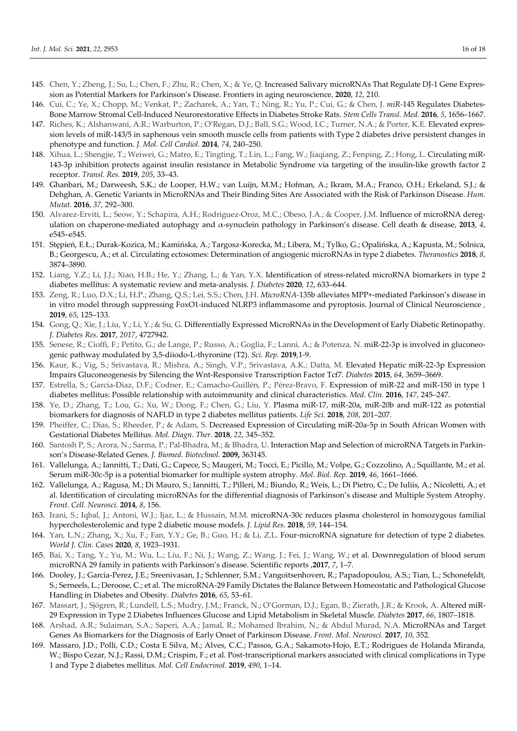145. Chen, Y.; Zheng, J.; Su, L.; Chen, F.; Zhu, R.; Chen, X.; & Ye, Q. Increased Salivary microRNAs That Regulate DJ-1 Gene Expression as Potential Markers for Parkinson's Disease. Frontiers in aging neuroscience, **2020**, *12*, 210.
146. Cui, C.; Ye, X.; Chopp, M.; Venkat, P.; Zacharek, A.; Yan, T.; Ning, R.; Yu, P.; Cui, G.; & Chen, J. *miR*-145 Regulates Diabetes-Bone Marrow Stromal Cell-Induced Neurorestorative Effects in Diabetes Stroke Rats. *Stem Cells Transl. Med.* **2016**, *5*, 1656–1667.
147. Riches, K.; Alshanwani, A.R.; Warburton, P.; O'Regan, D.J.; Ball, S.G.; Wood, I.C.; Turner, N.A.; & Porter, K.E. Elevated expression levels of miR-143/5 in saphenous vein smooth muscle cells from patients with Type 2 diabetes drive persistent changes in phenotype and function. *J. Mol. Cell Cardiol.* **2014**, *74*, 240–250.
148. Xihua, L.; Shengjie, T.; Weiwei, G.; Matro, E.; Tingting, T.; Lin, L.; Fang, W.; Jiaqiang, Z.; Fenping, Z.; Hong, L. Circulating miR-143-3p inhibition protects against insulin resistance in Metabolic Syndrome via targeting of the insulin-like growth factor 2 receptor. *Transl. Res.* **2019**, *205*, 33–43.
149. Ghanbari, M.; Darweesh, S.K.; de Looper, H.W.; van Luijn, M.M.; Hofman, A.; Ikram, M.A.; Franco, O.H.; Erkeland, S.J.; & Dehghan, A. Genetic Variants in MicroRNAs and Their Binding Sites Are Associated with the Risk of Parkinson Disease. *Hum. Mutat.* **2016**, *37*, 292–300.
150. Alvarez-Erviti, L.; Seow, Y.; Schapira, A.H.; Rodriguez-Oroz, M.C.; Obeso, J.A.; & Cooper, J.M. Influence of microRNA deregulation on chaperone-mediated autophagy and $\alpha$-synuclein pathology in Parkinson's disease. Cell death & disease, **2013**, *4*, e545–e545.
151. Stępień, E.Ł.; Durak-Kozica, M.; Kamińska, A.; Targosz-Korecka, M.; Libera, M.; Tylko, G.; Opalińska, A.; Kapusta, M.; Solnica, B.; Georgescu, A.; et al. Circulating ectosomes: Determination of angiogenic microRNAs in type 2 diabetes. *Theranostics* **2018**, *8*, 3874–3890.
152. Liang, Y.Z.; Li, J.J.; Xiao, H.B.; He, Y.; Zhang, L.; & Yan, Y.X. Identification of stress-related microRNA biomarkers in type 2 diabetes mellitus: A systematic review and meta-analysis. *J. Diabetes* **2020**, *12*, 633–644.
153. Zeng, R.; Luo, D.X.; Li, H.P.; Zhang, Q.S.; Lei, S.S.; Chen, J.H. *MicroRNA*-135b alleviates MPP+-mediated Parkinson's disease in in vitro model through suppressing FoxO1-induced NLRP3 inflammasome and pyroptosis. Journal of Clinical Neuroscience , **2019**, *65*, 125–133.
154. Gong, Q.; Xie, J.; Liu, Y.; Li, Y.; & Su, G. Differentially Expressed MicroRNAs in the Development of Early Diabetic Retinopathy. *J. Diabetes Res.* **2017**, *2017*, 4727942.
155. Senese, R.; Cioffi, F.; Petito, G.; de Lange, P.; Russo, A.; Goglia, F.; Lanni, A.; & Potenza, N. miR-22-3p is involved in gluconeogenic pathway modulated by 3,5-diiodo-L-thyronine (T2). *Sci. Rep.* **2019**,1-9.
156. Kaur, K.; Vig, S.; Srivastava, R.; Mishra, A.; Singh, V.P.; Srivastava, A.K.; Datta, M. Elevated Hepatic miR-22-3p Expression Impairs Gluconeogenesis by Silencing the Wnt-Responsive Transcription Factor Tcf7. *Diabetes* **2015**, *64*, 3659–3669.
157. Estrella, S.; Garcia-Diaz, D.F.; Codner, E.; Camacho-Guillén, P.; Pérez-Bravo, F. Expression of miR-22 and miR-150 in type 1 diabetes mellitus: Possible relationship with autoimmunity and clinical characteristics. *Med. Clin.* **2016**, *147*, 245–247.
158. Ye, D.; Zhang, T.; Lou, G.; Xu, W.; Dong, F.; Chen, G.; Liu, Y. Plasma miR-17, miR-20a, miR-20b and miR-122 as potential biomarkers for diagnosis of NAFLD in type 2 diabetes mellitus patients. *Life Sci.* **2018**, *208*, 201–207.
159. Pheiffer, C.; Dias, S.; Rheeder, P.; & Adam, S. Decreased Expression of Circulating miR-20a-5p in South African Women with Gestational Diabetes Mellitus. *Mol. Diagn. Ther.* **2018**, *22*, 345–352.
160. Santosh P, S.; Arora, N.; Sarma, P.; Pal-Bhadra, M.; & Bhadra, U. Interaction Map and Selection of microRNA Targets in Parkinson's Disease-Related Genes. *J. Biomed. Biotechnol.* **2009,** 363145.
161. Vallelunga, A.; Iannitti, T.; Dati, G.; Capece, S.; Maugeri, M.; Tocci, E.; Picillo, M.; Volpe, G.; Cozzolino, A.; Squillante, M.; et al. Serum miR-30c-5p is a potential biomarker for multiple system atrophy. *Mol. Biol. Rep.* **2019**, *46*, 1661–1666.
162. Vallelunga, A.; Ragusa, M.; Di Mauro, S.; Iannitti, T.; Pilleri, M.; Biundo, R.; Weis, L.; Di Pietro, C.; De Iuliis, A.; Nicoletti, A.; et al. Identification of circulating microRNAs for the differential diagnosis of Parkinson's disease and Multiple System Atrophy. *Front. Cell. Neurosci.* **2014**, *8*, 156.
163. Irani, S.; Iqbal, J.; Antoni, W.J.; Ijaz, L.; & Hussain, M.M. microRNA-30c reduces plasma cholesterol in homozygous familial hypercholesterolemic and type 2 diabetic mouse models. *J. Lipid Res.* **2018**, *59*, 144–154.
164. Yan, L.N.; Zhang, X.; Xu, F.; Fan, Y.Y.; Ge, B.; Guo, H.; & Li, Z.L. Four-microRNA signature for detection of type 2 diabetes. *World J. Clin. Cases* **2020**, *8*, 1923–1931.
165. Bai, X.; Tang, Y.; Yu, M.; Wu, L.; Liu, F.; Ni, J.; Wang, Z.; Wang, J.; Fei, J.; Wang, W.; et al. Downregulation of blood serum microRNA 29 family in patients with Parkinson's disease. Scientific reports ,**2017**, *7*, 1–7.
166. Dooley, J.; Garcia-Perez, J.E.; Sreenivasan, J.; Schlenner, S.M.; Vangoitsenhoven, R.; Papadopoulou, A.S.; Tian, L.; Schonefeldt, S.; Serneels, L.; Deroose, C.; et al. The microRNA-29 Family Dictates the Balance Between Homeostatic and Pathological Glucose Handling in Diabetes and Obesity. *Diabetes* **2016**, *65*, 53–61.
167. Massart, J.; Sjögren, R.; Lundell, L.S.; Mudry, J.M.; Franck, N.; O'Gorman, D.J.; Egan, B.; Zierath, J.R.; & Krook, A. Altered miR-29 Expression in Type 2 Diabetes Influences Glucose and Lipid Metabolism in Skeletal Muscle. *Diabetes* **2017**, *66*, 1807–1818.
168. Arshad, A.R.; Sulaiman, S.A.; Saperi, A.A.; Jamal, R.; Mohamed Ibrahim, N.; & Abdul Murad, N.A. MicroRNAs and Target Genes As Biomarkers for the Diagnosis of Early Onset of Parkinson Disease. *Front. Mol. Neurosci.* **2017**, *10*, 352.
169. Massaro, J.D.; Polli, C.D.; Costa E Silva, M.; Alves, C.C.; Passos, G.A.; Sakamoto-Hojo, E.T.; Rodrigues de Holanda Miranda, W.; Bispo Cezar, N.J.; Rassi, D.M.; Crispim, F.; et al. Post-transcriptional markers associated with clinical complications in Type 1 and Type 2 diabetes mellitus. *Mol. Cell Endocrinol.* **2019**, *490*, 1–14.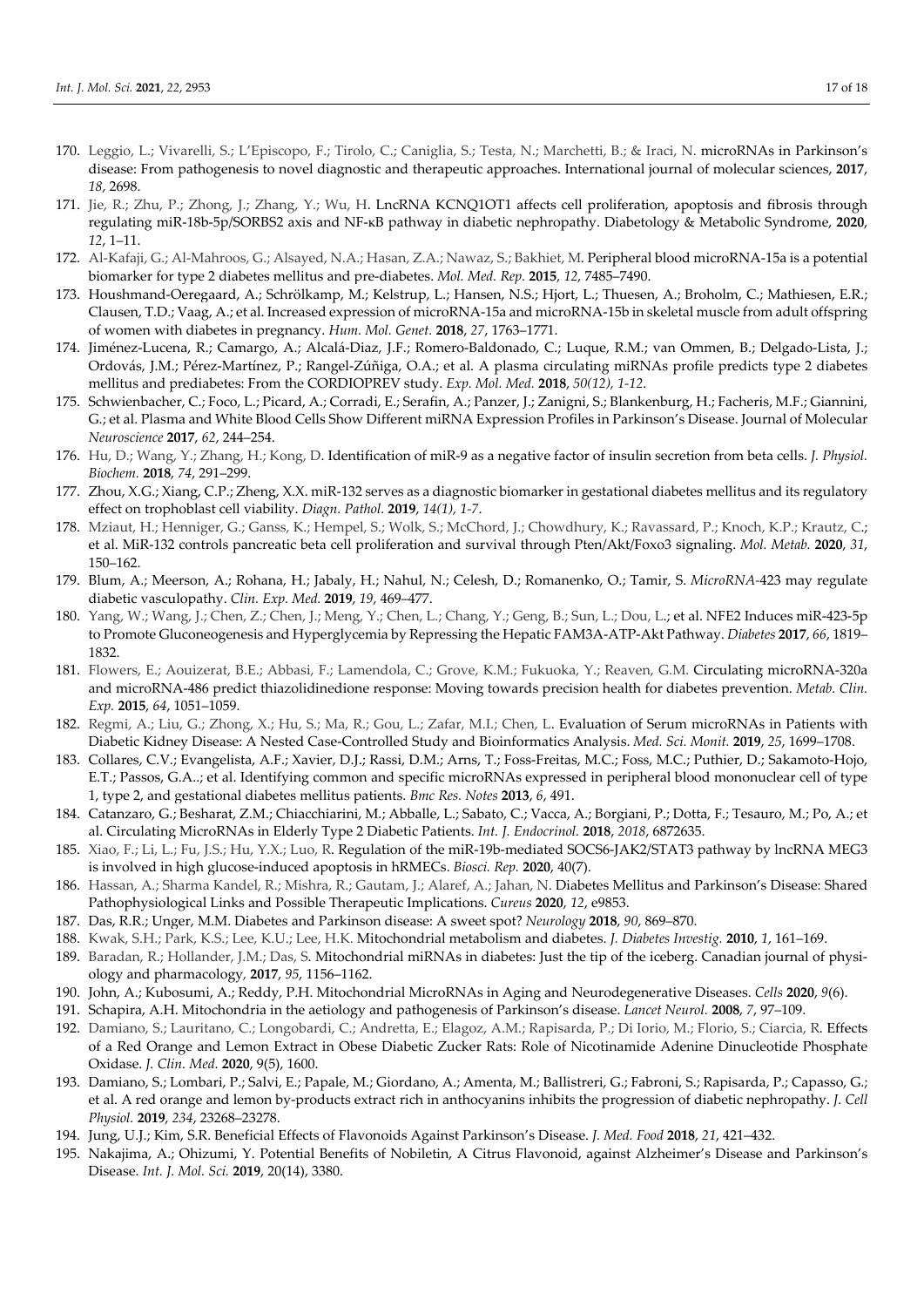170. Leggio, L.; Vivarelli, S.; L'Episcopo, F.; Tirolo, C.; Caniglia, S.; Testa, N.; Marchetti, B.; & Iraci, N. microRNAs in Parkinson's disease: From pathogenesis to novel diagnostic and therapeutic approaches. International journal of molecular sciences, **2017**, *18*, 2698.
171. Jie, R.; Zhu, P.; Zhong, J.; Zhang, Y.; Wu, H. LncRNA KCNQ1OT1 affects cell proliferation, apoptosis and fibrosis through regulating miR-18b-5p/SORBS2 axis and NF-κB pathway in diabetic nephropathy. Diabetology & Metabolic Syndrome, **2020**, *12*, 1–11.
172. Al-Kafaji, G.; Al-Mahroos, G.; Alsayed, N.A.; Hasan, Z.A.; Nawaz, S.; Bakhiet, M. Peripheral blood microRNA-15a is a potential biomarker for type 2 diabetes mellitus and pre-diabetes. *Mol. Med. Rep.* **2015**, *12*, 7485–7490.
173. Houshmand-Oeregaard, A.; Schrölkamp, M.; Kelstrup, L.; Hansen, N.S.; Hjort, L.; Thuesen, A.; Broholm, C.; Mathiesen, E.R.; Clausen, T.D.; Vaag, A.; et al. Increased expression of microRNA-15a and microRNA-15b in skeletal muscle from adult offspring of women with diabetes in pregnancy. *Hum. Mol. Genet.* **2018**, *27*, 1763–1771.
174. Jiménez-Lucena, R.; Camargo, A.; Alcalá-Diaz, J.F.; Romero-Baldonado, C.; Luque, R.M.; van Ommen, B.; Delgado-Lista, J.; Ordovás, J.M.; Pérez-Martínez, P.; Rangel-Zúñiga, O.A.; et al. A plasma circulating miRNAs profile predicts type 2 diabetes mellitus and prediabetes: From the CORDIOPREV study. *Exp. Mol. Med.* **2018**, *50(12), 1-12*.
175. Schwienbacher, C.; Foco, L.; Picard, A.; Corradi, E.; Serafin, A.; Panzer, J.; Zanigni, S.; Blankenburg, H.; Facheris, M.F.; Giannini, G.; et al. Plasma and White Blood Cells Show Different miRNA Expression Profiles in Parkinson's Disease. Journal of Molecular *Neuroscience* **2017**, *62*, 244–254.
176. Hu, D.; Wang, Y.; Zhang, H.; Kong, D. Identification of miR-9 as a negative factor of insulin secretion from beta cells. *J. Physiol. Biochem.* **2018**, *74*, 291–299.
177. Zhou, X.G.; Xiang, C.P.; Zheng, X.X. miR-132 serves as a diagnostic biomarker in gestational diabetes mellitus and its regulatory effect on trophoblast cell viability. *Diagn. Pathol.* **2019**, *14(1), 1-7*.
178. Mziaut, H.; Henniger, G.; Ganss, K.; Hempel, S.; Wolk, S.; McChord, J.; Chowdhury, K.; Ravassard, P.; Knoch, K.P.; Krautz, C.; et al. MiR-132 controls pancreatic beta cell proliferation and survival through Pten/Akt/Foxo3 signaling. *Mol. Metab.* **2020**, *31*, 150–162.
179. Blum, A.; Meerson, A.; Rohana, H.; Jabaly, H.; Nahul, N.; Celesh, D.; Romanenko, O.; Tamir, S. *MicroRNA*-423 may regulate diabetic vasculopathy. *Clin. Exp. Med.* **2019**, *19*, 469–477.
180. Yang, W.; Wang, J.; Chen, Z.; Chen, J.; Meng, Y.; Chen, L.; Chang, Y.; Geng, B.; Sun, L.; Dou, L.; et al. NFE2 Induces miR-423-5p to Promote Gluconeogenesis and Hyperglycemia by Repressing the Hepatic FAM3A-ATP-Akt Pathway. *Diabetes* **2017**, *66*, 1819–1832.
181. Flowers, E.; Aouizerat, B.E.; Abbasi, F.; Lamendola, C.; Grove, K.M.; Fukuoka, Y.; Reaven, G.M. Circulating microRNA-320a and microRNA-486 predict thiazolidinedione response: Moving towards precision health for diabetes prevention. *Metab. Clin. Exp.* **2015**, *64*, 1051–1059.
182. Regmi, A.; Liu, G.; Zhong, X.; Hu, S.; Ma, R.; Gou, L.; Zafar, M.I.; Chen, L. Evaluation of Serum microRNAs in Patients with Diabetic Kidney Disease: A Nested Case-Controlled Study and Bioinformatics Analysis. *Med. Sci. Monit.* **2019**, *25*, 1699–1708.
183. Collares, C.V.; Evangelista, A.F.; Xavier, D.J.; Rassi, D.M.; Arns, T.; Foss-Freitas, M.C.; Foss, M.C.; Puthier, D.; Sakamoto-Hojo, E.T.; Passos, G.A..; et al. Identifying common and specific microRNAs expressed in peripheral blood mononuclear cell of type 1, type 2, and gestational diabetes mellitus patients. *Bmc Res. Notes* **2013**, *6*, 491.
184. Catanzaro, G.; Besharat, Z.M.; Chiacchiarini, M.; Abballe, L.; Sabato, C.; Vacca, A.; Borgiani, P.; Dotta, F.; Tesauro, M.; Po, A.; et al. Circulating MicroRNAs in Elderly Type 2 Diabetic Patients. *Int. J. Endocrinol.* **2018**, *2018*, 6872635.
185. Xiao, F.; Li, L.; Fu, J.S.; Hu, Y.X.; Luo, R. Regulation of the miR-19b-mediated SOCS6-JAK2/STAT3 pathway by lncRNA MEG3 is involved in high glucose-induced apoptosis in hRMECs. *Biosci. Rep.* **2020**, 40(7).
186. Hassan, A.; Sharma Kandel, R.; Mishra, R.; Gautam, J.; Alaref, A.; Jahan, N. Diabetes Mellitus and Parkinson's Disease: Shared Pathophysiological Links and Possible Therapeutic Implications. *Cureus* **2020**, *12*, e9853.
187. Das, R.R.; Unger, M.M. Diabetes and Parkinson disease: A sweet spot? *Neurology* **2018**, *90*, 869–870.
188. Kwak, S.H.; Park, K.S.; Lee, K.U.; Lee, H.K. Mitochondrial metabolism and diabetes. *J. Diabetes Investig.* **2010**, *1*, 161–169.
189. Baradan, R.; Hollander, J.M.; Das, S. Mitochondrial miRNAs in diabetes: Just the tip of the iceberg. Canadian journal of physiology and pharmacology, **2017**, *95*, 1156–1162.
190. John, A.; Kubosumi, A.; Reddy, P.H. Mitochondrial MicroRNAs in Aging and Neurodegenerative Diseases. *Cells* **2020**, *9*(6).
191. Schapira, A.H. Mitochondria in the aetiology and pathogenesis of Parkinson's disease. *Lancet Neurol.* **2008**, *7*, 97–109.
192. Damiano, S.; Lauritano, C.; Longobardi, C.; Andretta, E.; Elagoz, A.M.; Rapisarda, P.; Di Iorio, M.; Florio, S.; Ciarcia, R. Effects of a Red Orange and Lemon Extract in Obese Diabetic Zucker Rats: Role of Nicotinamide Adenine Dinucleotide Phosphate Oxidase. *J. Clin. Med.* **2020**, 9(5), 1600.
193. Damiano, S.; Lombari, P.; Salvi, E.; Papale, M.; Giordano, A.; Amenta, M.; Ballistreri, G.; Fabroni, S.; Rapisarda, P.; Capasso, G.; et al. A red orange and lemon by-products extract rich in anthocyanins inhibits the progression of diabetic nephropathy. *J. Cell Physiol.* **2019**, *234*, 23268–23278.
194. Jung, U.J.; Kim, S.R. Beneficial Effects of Flavonoids Against Parkinson's Disease. *J. Med. Food* **2018**, *21*, 421–432.
195. Nakajima, A.; Ohizumi, Y. Potential Benefits of Nobiletin, A Citrus Flavonoid, against Alzheimer's Disease and Parkinson's Disease. *Int. J. Mol. Sci.* **2019**, 20(14), 3380.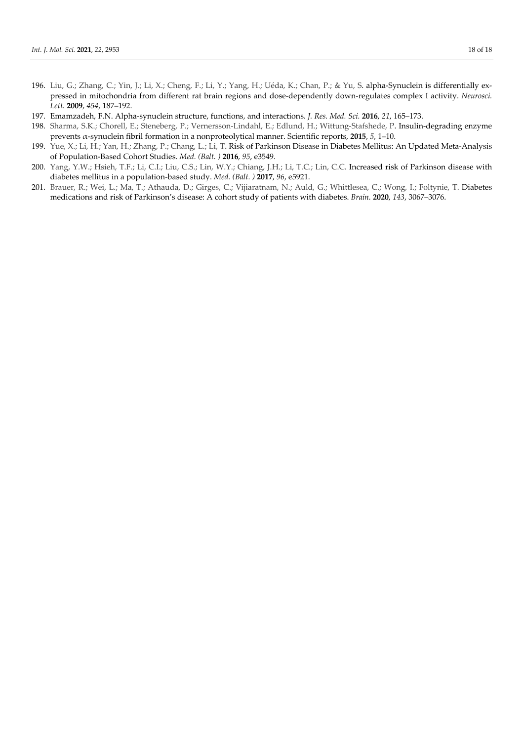196. Liu, G.; Zhang, C.; Yin, J.; Li, X.; Cheng, F.; Li, Y.; Yang, H.; Uéda, K.; Chan, P.; & Yu, S. alpha-Synuclein is differentially expressed in mitochondria from different rat brain regions and dose-dependently down-regulates complex I activity. *Neurosci. Lett.* **2009**, *454*, 187–192.
197. Emamzadeh, F.N. Alpha-synuclein structure, functions, and interactions. *J. Res. Med. Sci.* **2016**, *21*, 165–173.
198. Sharma, S.K.; Chorell, E.; Steneberg, P.; Vernersson-Lindahl, E.; Edlund, H.; Wittung-Stafshede, P. Insulin-degrading enzyme prevents α-synuclein fibril formation in a nonproteolytical manner. Scientific reports, **2015**, *5*, 1–10.
199. Yue, X.; Li, H.; Yan, H.; Zhang, P.; Chang, L.; Li, T. Risk of Parkinson Disease in Diabetes Mellitus: An Updated Meta-Analysis of Population-Based Cohort Studies. *Med. (Balt. )* **2016**, *95*, e3549.
200. Yang, Y.W.; Hsieh, T.F.; Li, C.I.; Liu, C.S.; Lin, W.Y.; Chiang, J.H.; Li, T.C.; Lin, C.C. Increased risk of Parkinson disease with diabetes mellitus in a population-based study. *Med. (Balt. )* **2017**, *96*, e5921.
201. Brauer, R.; Wei, L.; Ma, T.; Athauda, D.; Girges, C.; Vijiaratnam, N.; Auld, G.; Whittlesea, C.; Wong, I.; Foltynie, T. Diabetes medications and risk of Parkinson's disease: A cohort study of patients with diabetes. *Brain.* **2020**, *143*, 3067–3076.